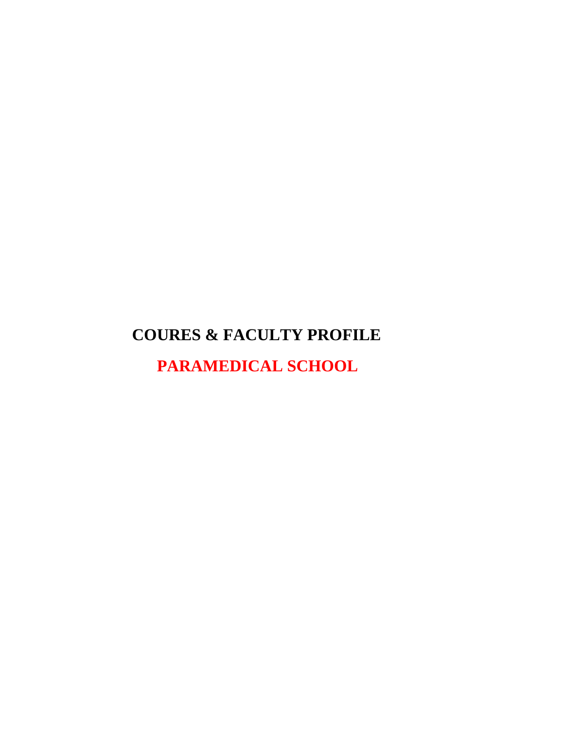# COURES & FACULTY PROFILE

## PARAMEDICAL SCHOOL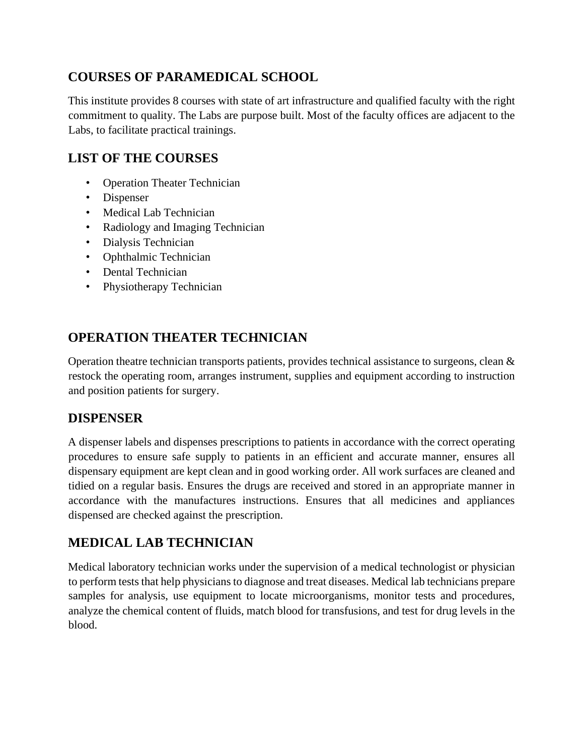## COURSES OF PARAMEDICAL SCHOOL

This institute provides 8 courses with state of art infrastructure and qualified faculty with the right commitment to quality. The Labs are purpose built. Most of the faculty offices are adjacent to the Labs, to facilitate practical trainings.

## LIST OF THE COURSES

- Operation Theater Technician
- Dispenser
- Medical Lab Technician
- Radiology and Imaging Technician
- Dialysis Technician
- Ophthalmic Technician
- Dental Technician
- Physiotherapy Technician

## OPERATION THEATER TECHNICIAN

Operation theatre technician transports patients, provides technical assistance to surgeons, clean & restock the operating room, arranges instrument, supplies and equipment according to instruction and position patients for surgery.

## DISPENSER

A dispenser labels and dispenses prescriptions to patients in accordance with the correct operating procedures to ensure safe supply to patients in an efficient and accurate manner, ensures all dispensary equipment are kept clean and in good working order. All work surfaces are cleaned and tidied on a regular basis. Ensures the drugs are received and stored in an appropriate manner in accordance with the manufactures instructions. Ensures that all medicines and appliances dispensed are checked against the prescription.

## MEDICAL LAB TECHNICIAN

Medical laboratory technician works under the supervision of a medical technologist or physician to perform tests that help physicians to diagnose and treat diseases. Medical lab technicians prepare samples for analysis, use equipment to locate microorganisms, monitor tests and procedures, analyze the chemical content of fluids, match blood for transfusions, and test for drug levels in the blood.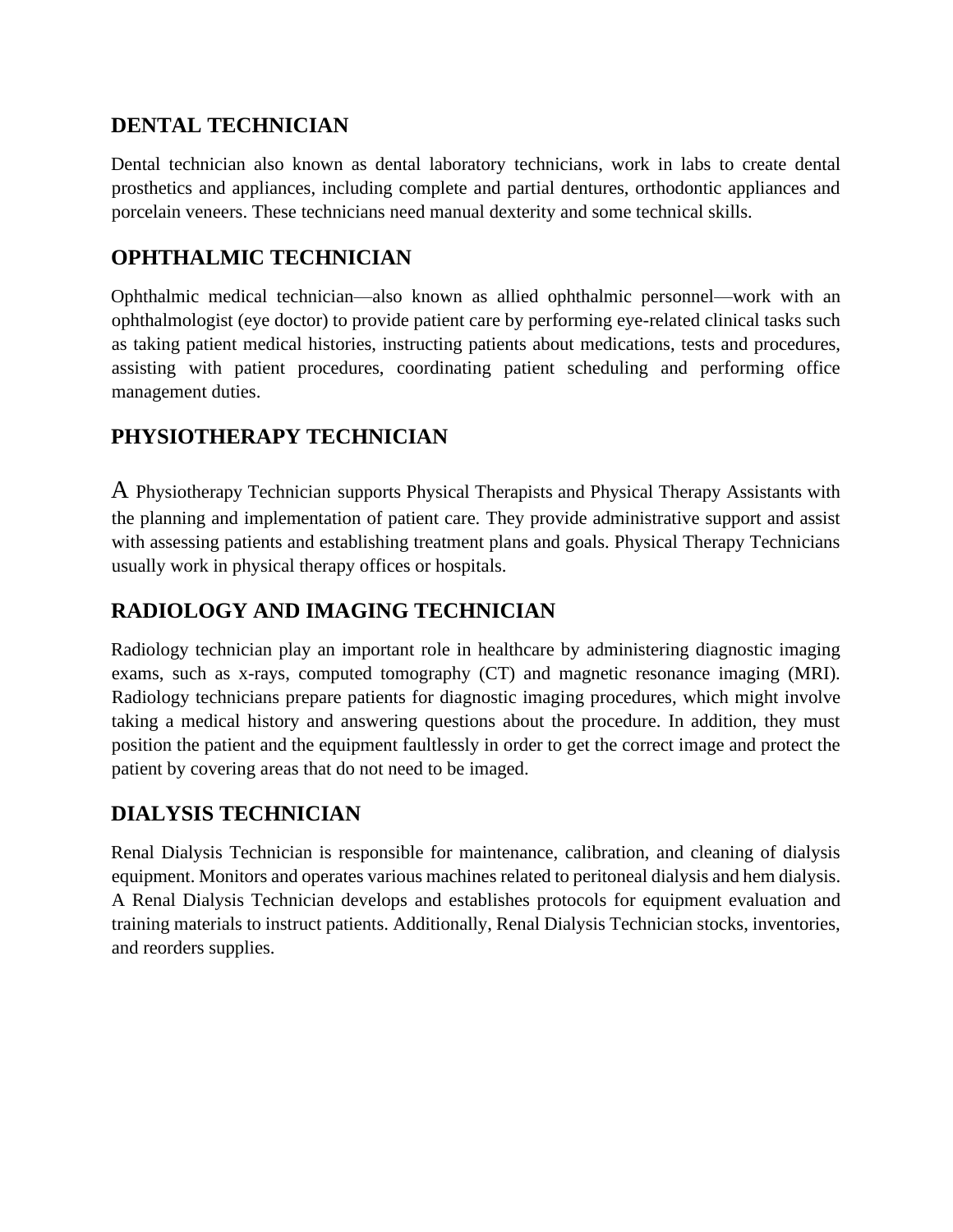## DENTAL TECHNICIAN

Dental technician also known as dental laboratory technicians, work in labs to create dental prosthetics and appliances, including complete and partial dentures, orthodontic appliances and porcelain veneers. These technicians need manual dexterity and some technical skills.

## OPHTHALMIC TECHNICIAN

Ophthalmic medical technician—also known as allied ophthalmic personnel—work with an ophthalmologist (eye doctor) to provide patient care by performing eye-related clinical tasks such as taking patient medical histories, instructing patients about medications, tests and procedures, assisting with patient procedures, coordinating patient scheduling and performing office management duties.

## PHYSIOTHERAPY TECHNICIAN

A Physiotherapy Technician supports Physical Therapists and Physical Therapy Assistants with the planning and implementation of patient care. They provide administrative support and assist with assessing patients and establishing treatment plans and goals. Physical Therapy Technicians usually work in physical therapy offices or hospitals.

## RADIOLOGY AND IMAGING TECHNICIAN

Radiology technician play an important role in healthcare by administering diagnostic imaging exams, such as x-rays, computed tomography (CT) and magnetic resonance imaging (MRI). Radiology technicians prepare patients for diagnostic imaging procedures, which might involve taking a medical history and answering questions about the procedure. In addition, they must position the patient and the equipment faultlessly in order to get the correct image and protect the patient by covering areas that do not need to be imaged.

## DIALYSIS TECHNICIAN

Renal Dialysis Technician is responsible for maintenance, calibration, and cleaning of dialysis equipment. Monitors and operates various machines related to peritoneal dialysis and hem dialysis. A Renal Dialysis Technician develops and establishes protocols for equipment evaluation and training materials to instruct patients. Additionally, Renal Dialysis Technician stocks, inventories, and reorders supplies.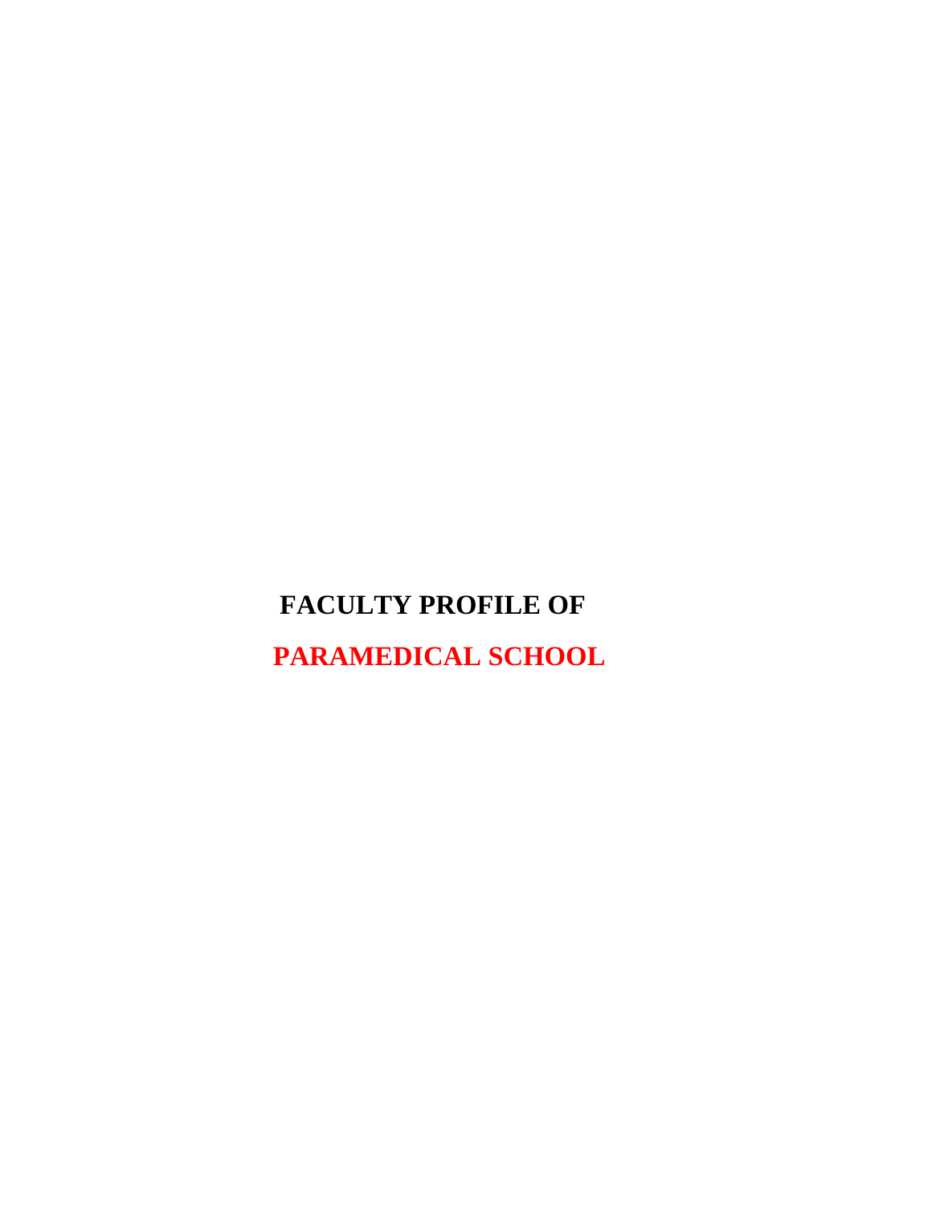# FACULTY PROFILE OF

# PARAMEDICAL SCHOOL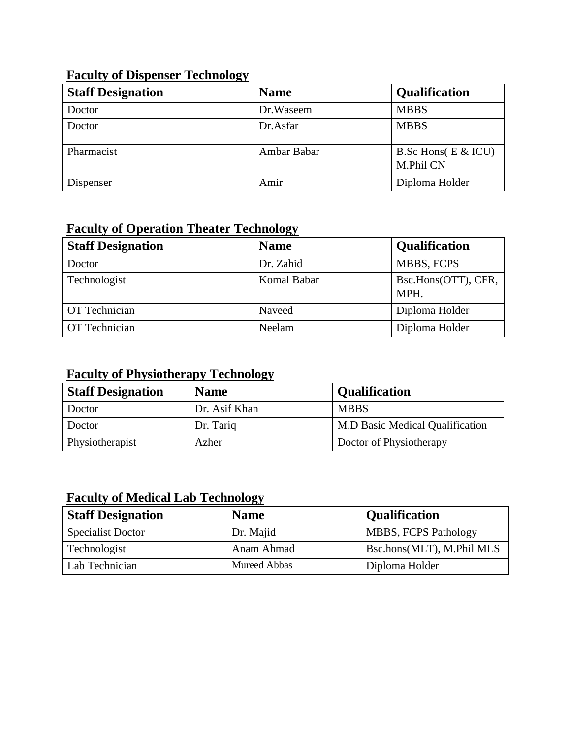**Faculty of Dispenser Technology**

| Staff Designation | Name | Qualification |
| --- | --- | --- |
| Doctor | Dr.Waseem | MBBS |
| Doctor | Dr.Asfar | MBBS |
| Pharmacist | Ambar Babar | B.Sc Hons( E & ICU) M.Phil CN |
| Dispenser | Amir | Diploma Holder |

**Faculty of Operation Theater Technology**

| Staff Designation | Name | Qualification |
| --- | --- | --- |
| Doctor | Dr. Zahid | MBBS, FCPS |
| Technologist | Komal Babar | Bsc.Hons(OTT), CFR, MPH. |
| OT Technician | Naveed | Diploma Holder |
| OT Technician | Neelam | Diploma Holder |

**Faculty of Physiotherapy Technology**

| Staff Designation | Name | Qualification |
| --- | --- | --- |
| Doctor | Dr. Asif Khan | MBBS |
| Doctor | Dr. Tariq | M.D Basic Medical Qualification |
| Physiotherapist | Azher | Doctor of Physiotherapy |

**Faculty of Medical Lab Technology**

| Staff Designation | Name | Qualification |
| --- | --- | --- |
| Specialist Doctor | Dr. Majid | MBBS, FCPS Pathology |
| Technologist | Anam Ahmad | Bsc.hons(MLT), M.Phil MLS |
| Lab Technician | Mureed Abbas | Diploma Holder |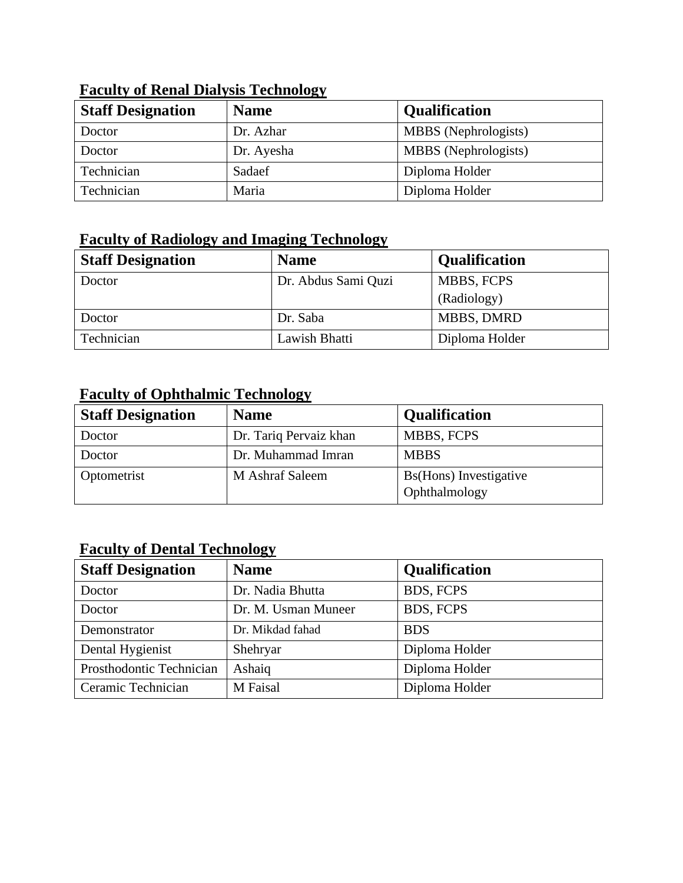## Faculty of Renal Dialysis Technology

| Staff Designation | Name | Qualification |
|---|---|---|
| Doctor | Dr. Azhar | MBBS (Nephrologists) |
| Doctor | Dr. Ayesha | MBBS (Nephrologists) |
| Technician | Sadaef | Diploma Holder |
| Technician | Maria | Diploma Holder |

## Faculty of Radiology and Imaging Technology

| Staff Designation | Name | Qualification |
|---|---|---|
| Doctor | Dr. Abdus Sami Quzi | MBBS, FCPS (Radiology) |
| Doctor | Dr. Saba | MBBS, DMRD |
| Technician | Lawish Bhatti | Diploma Holder |

## Faculty of Ophthalmic Technology

| Staff Designation | Name | Qualification |
|---|---|---|
| Doctor | Dr. Tariq Pervaiz khan | MBBS, FCPS |
| Doctor | Dr. Muhammad Imran | MBBS |
| Optometrist | M Ashraf Saleem | Bs(Hons) Investigative Ophthalmology |

## Faculty of Dental Technology

| Staff Designation | Name | Qualification |
|---|---|---|
| Doctor | Dr. Nadia Bhutta | BDS, FCPS |
| Doctor | Dr. M. Usman Muneer | BDS, FCPS |
| Demonstrator | Dr. Mikdad fahad | BDS |
| Dental Hygienist | Shehryar | Diploma Holder |
| Prosthodontic Technician | Ashaiq | Diploma Holder |
| Ceramic Technician | M Faisal | Diploma Holder |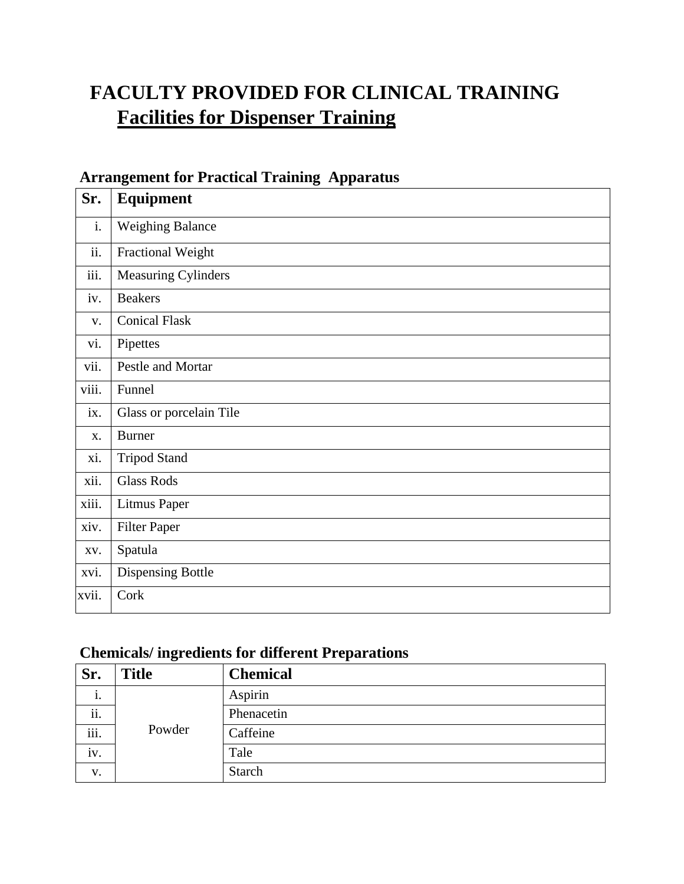# FACULTY PROVIDED FOR CLINICAL TRAINING

## Facilities for Dispenser Training

### Arrangement for Practical Training Apparatus

| Sr. | Equipment |
|---|---|
| i. | Weighing Balance |
| ii. | Fractional Weight |
| iii. | Measuring Cylinders |
| iv. | Beakers |
| v. | Conical Flask |
| vi. | Pipettes |
| vii. | Pestle and Mortar |
| viii. | Funnel |
| ix. | Glass or porcelain Tile |
| x. | Burner |
| xi. | Tripod Stand |
| xii. | Glass Rods |
| xiii. | Litmus Paper |
| xiv. | Filter Paper |
| xv. | Spatula |
| xvi. | Dispensing Bottle |
| xvii. | Cork |

### Chemicals/ ingredients for different Preparations

| Sr. | Title | Chemical |
|---|---|---|
| i. | Powder | Aspirin |
| ii. | | Phenacetin |
| iii. | | Caffeine |
| iv. | | Tale |
| v. | | Starch |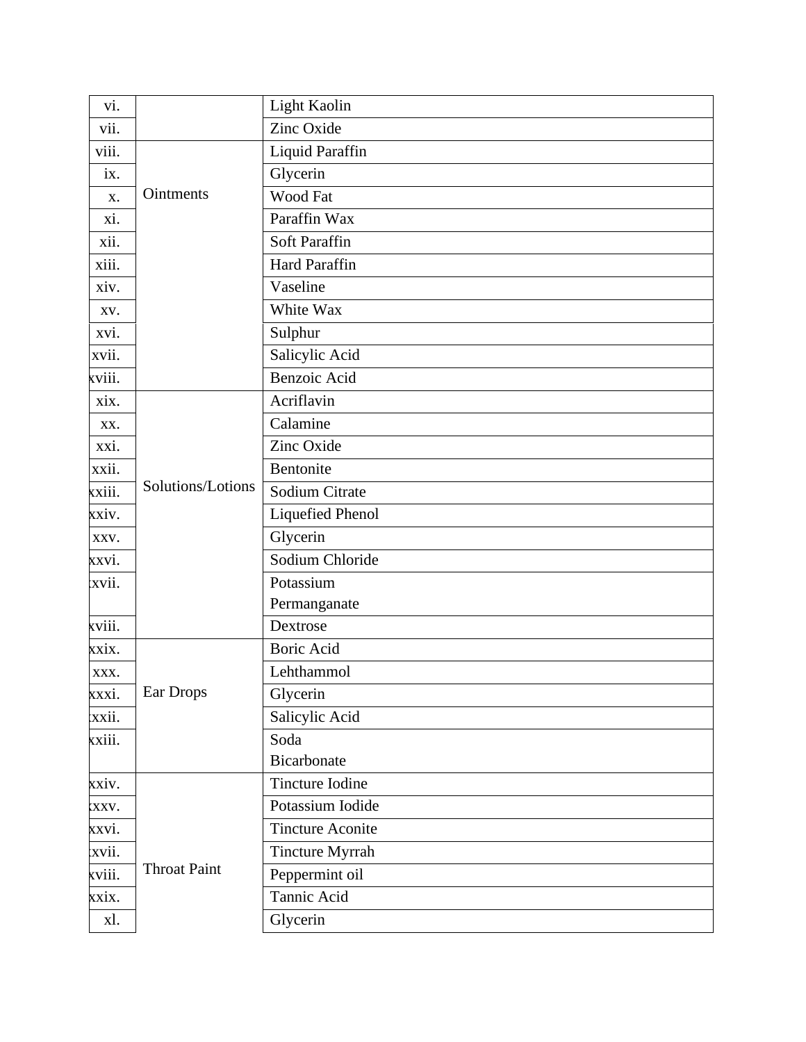| vi. | | Light Kaolin |
|---|---|---|
| vii. | | Zinc Oxide |
| viii. | Ointments | Liquid Paraffin |
| ix. | | Glycerin |
| x. | | Wood Fat |
| xi. | | Paraffin Wax |
| xii. | | Soft Paraffin |
| xiii. | | Hard Paraffin |
| xiv. | | Vaseline |
| xv. | | White Wax |
| xvi. | | Sulphur |
| xvii. | | Salicylic Acid |
| xviii. | | Benzoic Acid |
| xix. | Solutions/Lotions | Acriflavin |
| xx. | | Calamine |
| xxi. | | Zinc Oxide |
| xxii. | | Bentonite |
| xxiii. | | Sodium Citrate |
| xxiv. | | Liquefied Phenol |
| xxv. | | Glycerin |
| xxvi. | | Sodium Chloride |
| xxvii. | | Potassium Permanganate |
| xxviii. | | Dextrose |
| xxix. | Ear Drops | Boric Acid |
| xxx. | | Lehthammol |
| xxxi. | | Glycerin |
| xxxii. | | Salicylic Acid |
| xxxiii. | | Soda Bicarbonate |
| xxxiv. | Throat Paint | Tincture Iodine |
| xxxv. | | Potassium Iodide |
| xxxvi. | | Tincture Aconite |
| xxxvii. | | Tincture Myrrah |
| xxxviii. | | Peppermint oil |
| xxxix. | | Tannic Acid |
| xl. | | Glycerin |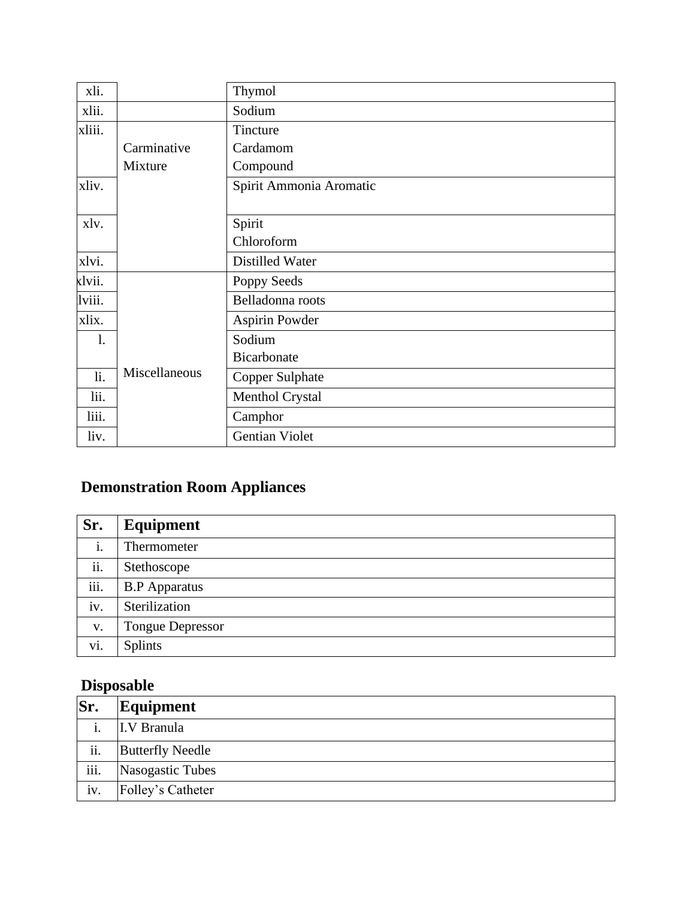| | | |
|---|---|---|
| xli. | | Thymol |
| xlii. | | Sodium |
| xliii. | Carminative Mixture | Tincture Cardamom Compound |
| xliv. | | Spirit Ammonia Aromatic |
| xlv. | | Spirit Chloroform |
| xlvi. | | Distilled Water |
| xlvii. | Miscellaneous | Poppy Seeds |
| lviii. | | Belladonna roots |
| xlix. | | Aspirin Powder |
| l. | | Sodium Bicarbonate |
| li. | | Copper Sulphate |
| lii. | | Menthol Crystal |
| liii. | | Camphor |
| liv. | | Gentian Violet |

## Demonstration Room Appliances

| Sr. | Equipment |
|---|---|
| i. | Thermometer |
| ii. | Stethoscope |
| iii. | B.P Apparatus |
| iv. | Sterilization |
| v. | Tongue Depressor |
| vi. | Splints |

## Disposable

| Sr. | Equipment |
|---|---|
| i. | I.V Branula |
| ii. | Butterfly Needle |
| iii. | Nasogastic Tubes |
| iv. | Folley's Catheter |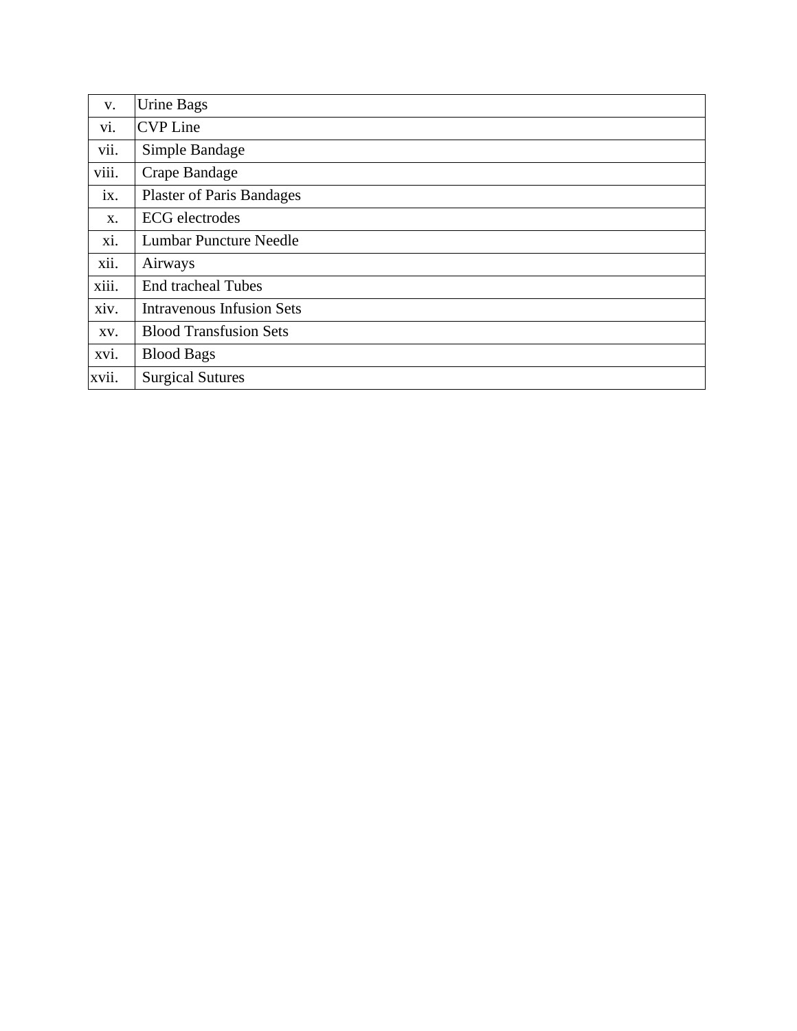| v. | Urine Bags |
|---|---|
| vi. | CVP Line |
| vii. | Simple Bandage |
| viii. | Crape Bandage |
| ix. | Plaster of Paris Bandages |
| x. | ECG electrodes |
| xi. | Lumbar Puncture Needle |
| xii. | Airways |
| xiii. | End tracheal Tubes |
| xiv. | Intravenous Infusion Sets |
| xv. | Blood Transfusion Sets |
| xvi. | Blood Bags |
| xvii. | Surgical Sutures |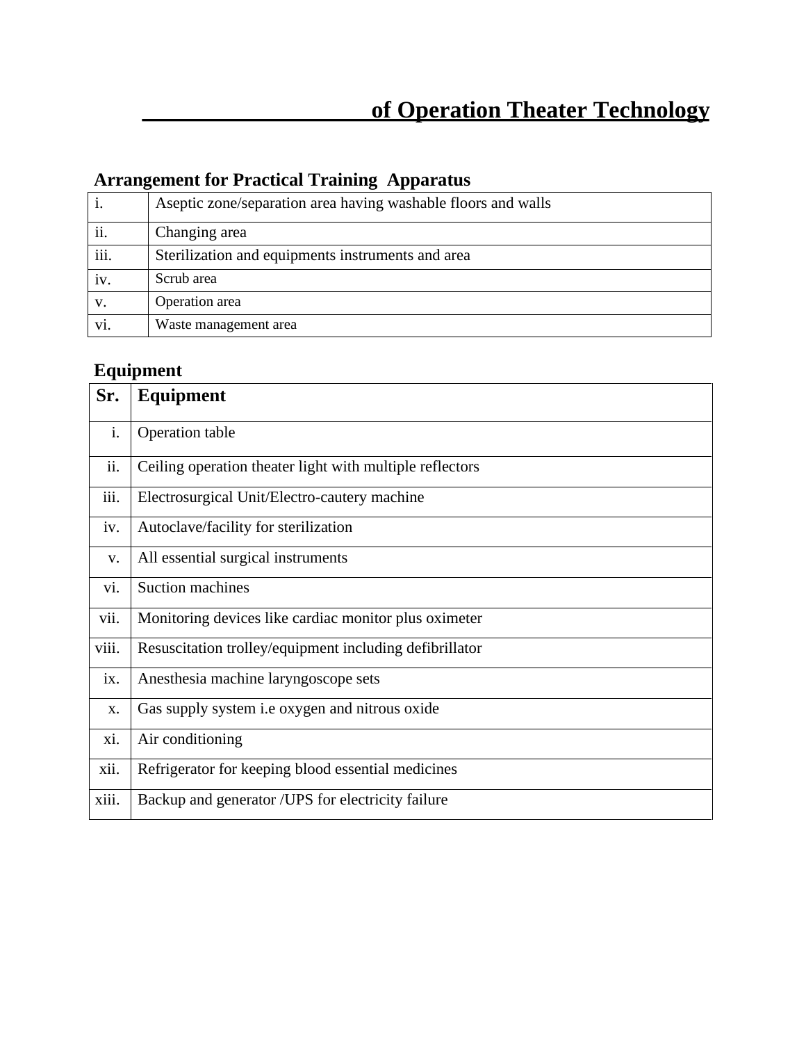# ____________________ of Operation Theater Technology

## Arrangement for Practical Training Apparatus

| | |
|---|---|
| i. | Aseptic zone/separation area having washable floors and walls |
| ii. | Changing area |
| iii. | Sterilization and equipments instruments and area |
| iv. | Scrub area |
| v. | Operation area |
| vi. | Waste management area |

## Equipment

| Sr. | Equipment |
|---|---|
| i. | Operation table |
| ii. | Ceiling operation theater light with multiple reflectors |
| iii. | Electrosurgical Unit/Electro-cautery machine |
| iv. | Autoclave/facility for sterilization |
| v. | All essential surgical instruments |
| vi. | Suction machines |
| vii. | Monitoring devices like cardiac monitor plus oximeter |
| viii. | Resuscitation trolley/equipment including defibrillator |
| ix. | Anesthesia machine laryngoscope sets |
| x. | Gas supply system i.e oxygen and nitrous oxide |
| xi. | Air conditioning |
| xii. | Refrigerator for keeping blood essential medicines |
| xiii. | Backup and generator /UPS for electricity failure |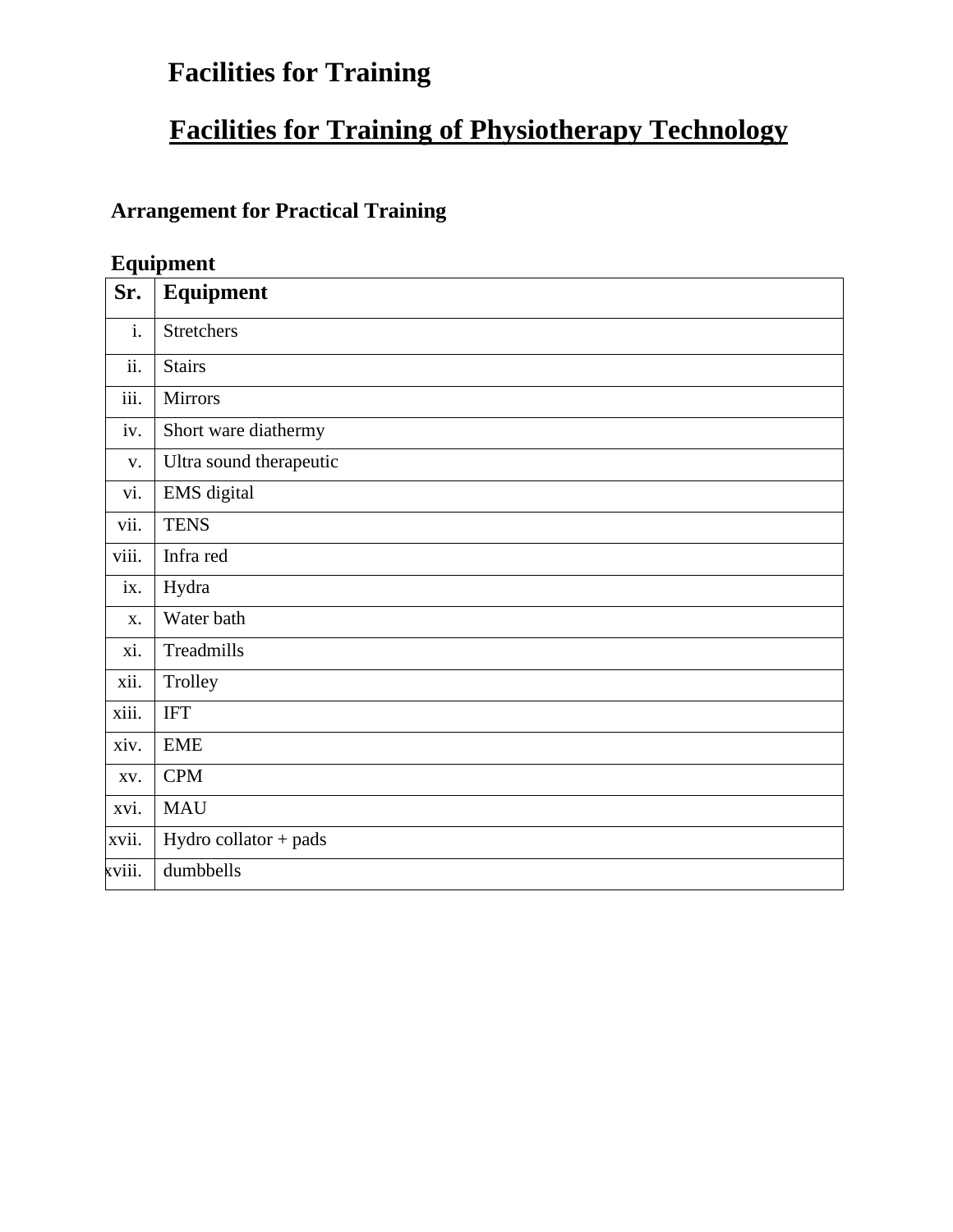# Facilities for Training

## Facilities for Training of Physiotherapy Technology

### Arrangement for Practical Training

**Equipment**

| Sr. | Equipment |
|---|---|
| i. | Stretchers |
| ii. | Stairs |
| iii. | Mirrors |
| iv. | Short ware diathermy |
| v. | Ultra sound therapeutic |
| vi. | EMS digital |
| vii. | TENS |
| viii. | Infra red |
| ix. | Hydra |
| x. | Water bath |
| xi. | Treadmills |
| xii. | Trolley |
| xiii. | IFT |
| xiv. | EME |
| xv. | CPM |
| xvi. | MAU |
| xvii. | Hydro collator + pads |
| xviii. | dumbbells |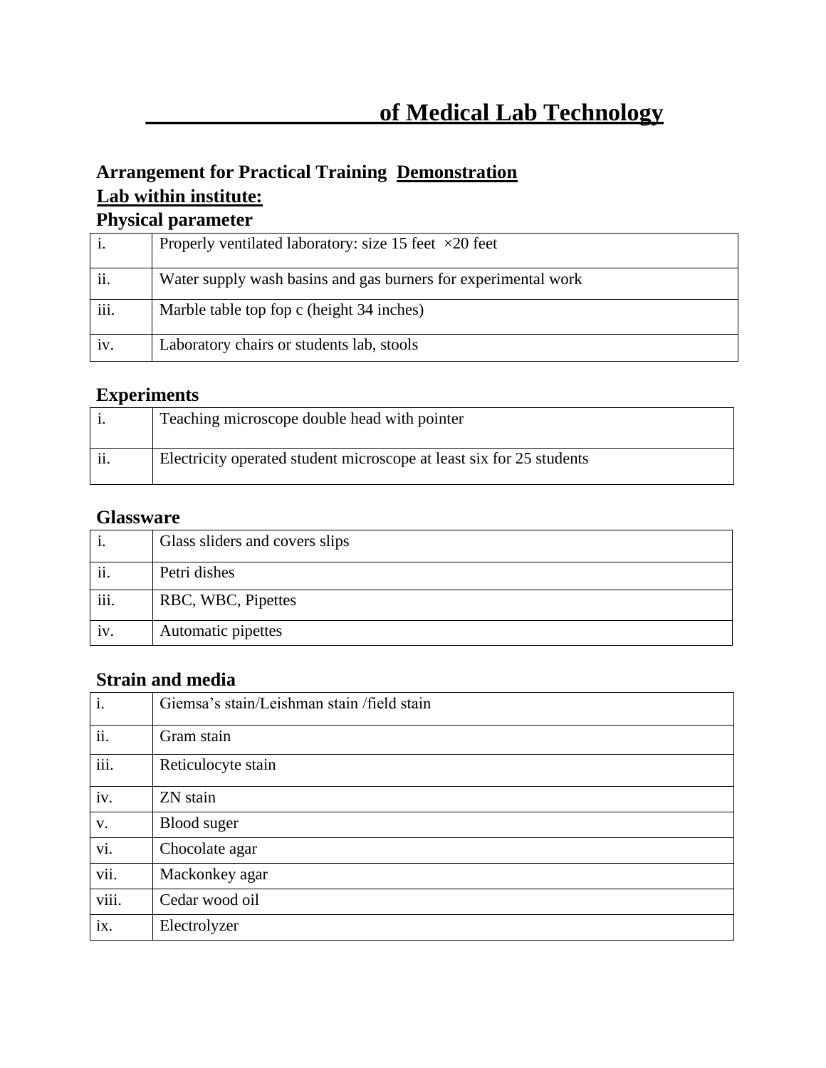# ____________________ of Medical Lab Technology

**Arrangement for Practical Training Demonstration**
**Lab within institute:**

**Physical parameter**

| | |
|---|---|
| i. | Properly ventilated laboratory: size 15 feet ×20 feet |
| ii. | Water supply wash basins and gas burners for experimental work |
| iii. | Marble table top fop c (height 34 inches) |
| iv. | Laboratory chairs or students lab, stools |

**Experiments**

| | |
|---|---|
| i. | Teaching microscope double head with pointer |
| ii. | Electricity operated student microscope at least six for 25 students |

**Glassware**

| | |
|---|---|
| i. | Glass sliders and covers slips |
| ii. | Petri dishes |
| iii. | RBC, WBC, Pipettes |
| iv. | Automatic pipettes |

**Strain and media**

| | |
|---|---|
| i. | Giemsa's stain/Leishman stain /field stain |
| ii. | Gram stain |
| iii. | Reticulocyte stain |
| iv. | ZN stain |
| v. | Blood suger |
| vi. | Chocolate agar |
| vii. | Mackonkey agar |
| viii. | Cedar wood oil |
| ix. | Electrolyzer |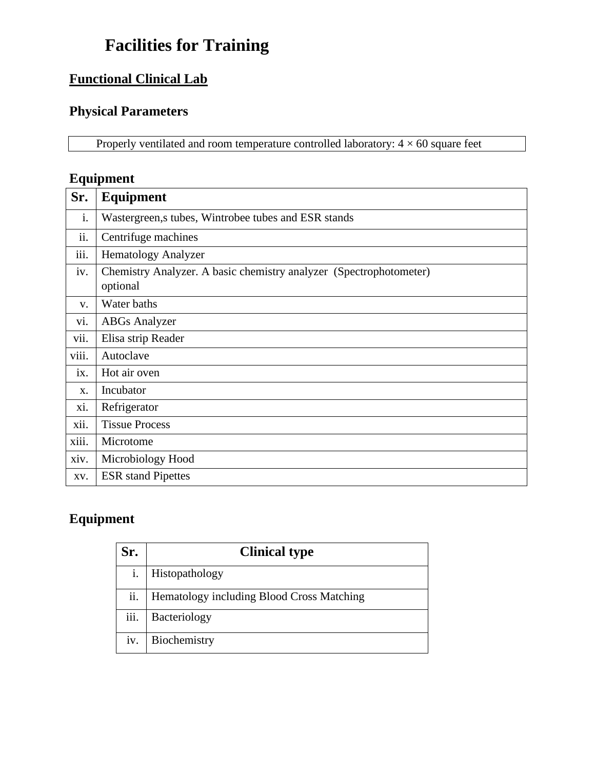# Facilities for Training

## Functional Clinical Lab

### Physical Parameters

| Properly ventilated and room temperature controlled laboratory: 4 × 60 square feet |
|---|

### Equipment

| Sr. | Equipment |
|---|---|
| i. | Wastergreen,s tubes, Wintrobee tubes and ESR stands |
| ii. | Centrifuge machines |
| iii. | Hematology Analyzer |
| iv. | Chemistry Analyzer. A basic chemistry analyzer (Spectrophotometer) optional |
| v. | Water baths |
| vi. | ABGs Analyzer |
| vii. | Elisa strip Reader |
| viii. | Autoclave |
| ix. | Hot air oven |
| x. | Incubator |
| xi. | Refrigerator |
| xii. | Tissue Process |
| xiii. | Microtome |
| xiv. | Microbiology Hood |
| xv. | ESR stand Pipettes |

### Equipment

| Sr. | Clinical type |
|---|---|
| i. | Histopathology |
| ii. | Hematology including Blood Cross Matching |
| iii. | Bacteriology |
| iv. | Biochemistry |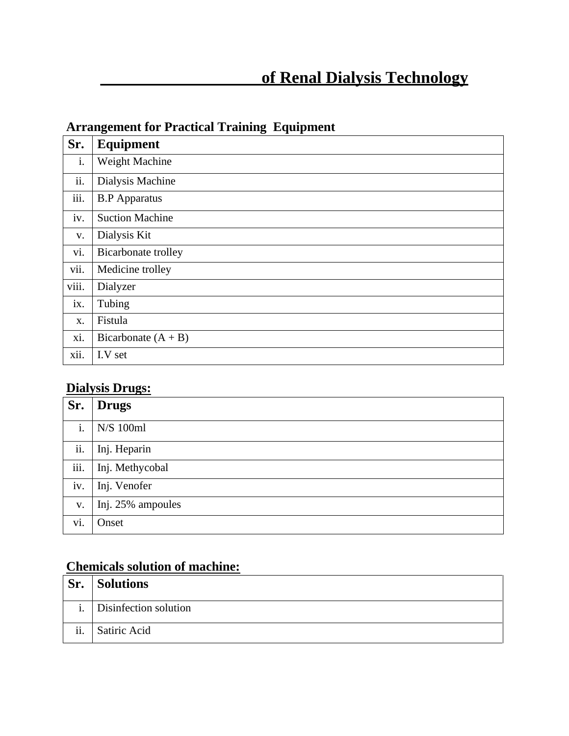# ____________________ of Renal Dialysis Technology

**Arrangement for Practical Training Equipment**

| Sr. | Equipment |
|---|---|
| i. | Weight Machine |
| ii. | Dialysis Machine |
| iii. | B.P Apparatus |
| iv. | Suction Machine |
| v. | Dialysis Kit |
| vi. | Bicarbonate trolley |
| vii. | Medicine trolley |
| viii. | Dialyzer |
| ix. | Tubing |
| x. | Fistula |
| xi. | Bicarbonate (A + B) |
| xii. | I.V set |

**Dialysis Drugs:**

| Sr. | Drugs |
|---|---|
| i. | N/S 100ml |
| ii. | Inj. Heparin |
| iii. | Inj. Methycobal |
| iv. | Inj. Venofer |
| v. | Inj. 25% ampoules |
| vi. | Onset |

**Chemicals solution of machine:**

| Sr. | Solutions |
|---|---|
| i. | Disinfection solution |
| ii. | Satiric Acid |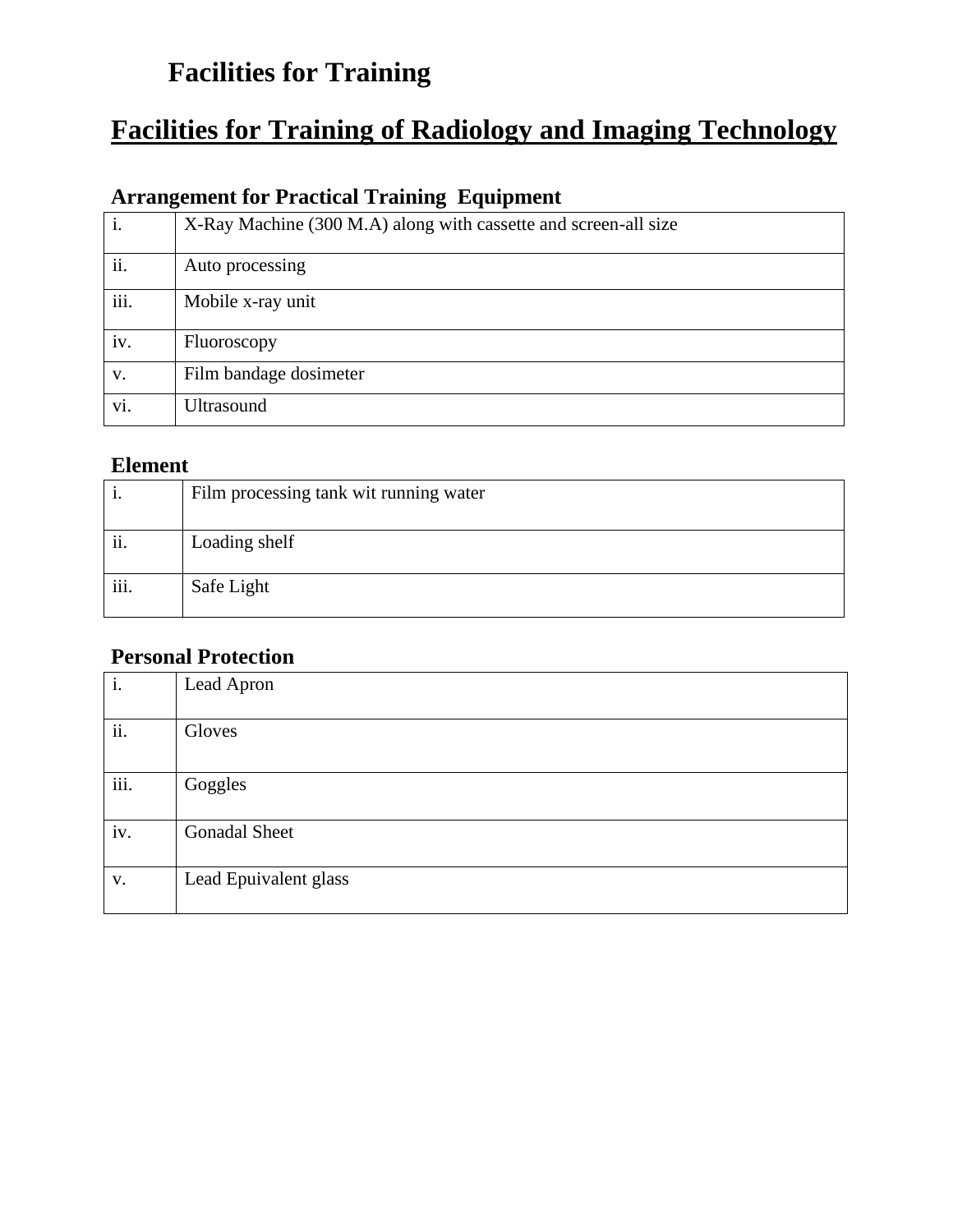# Facilities for Training

## Facilities for Training of Radiology and Imaging Technology

### Arrangement for Practical Training Equipment

| | |
|---|---|
| i. | X-Ray Machine (300 M.A) along with cassette and screen-all size |
| ii. | Auto processing |
| iii. | Mobile x-ray unit |
| iv. | Fluoroscopy |
| v. | Film bandage dosimeter |
| vi. | Ultrasound |

### Element

| | |
|---|---|
| i. | Film processing tank wit running water |
| ii. | Loading shelf |
| iii. | Safe Light |

### Personal Protection

| | |
|---|---|
| i. | Lead Apron |
| ii. | Gloves |
| iii. | Goggles |
| iv. | Gonadal Sheet |
| v. | Lead Epuivalent glass |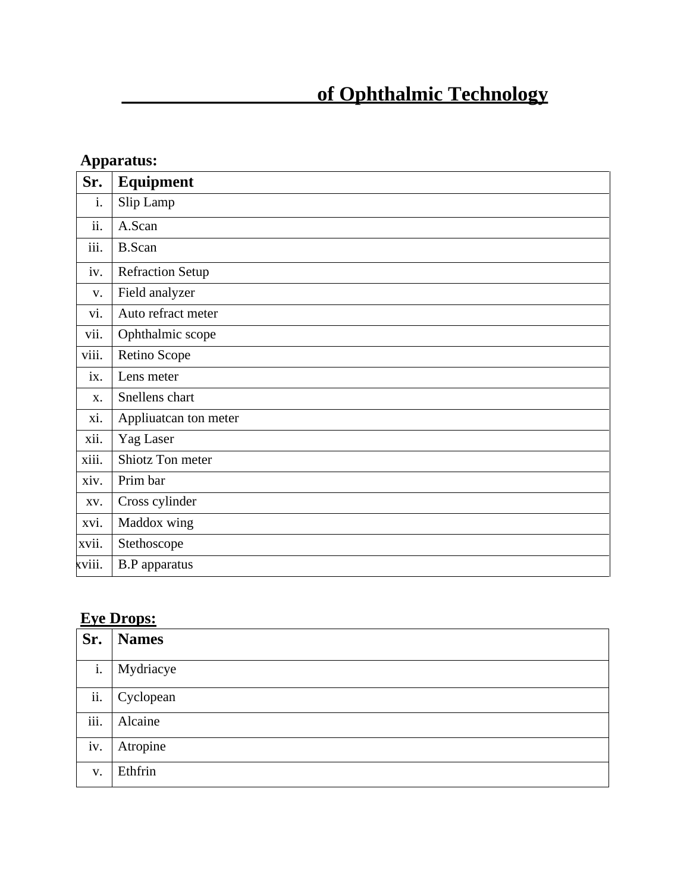# ____________________ of Ophthalmic Technology

**Apparatus:**

| Sr. | Equipment |
|---|---|
| i. | Slip Lamp |
| ii. | A.Scan |
| iii. | B.Scan |
| iv. | Refraction Setup |
| v. | Field analyzer |
| vi. | Auto refract meter |
| vii. | Ophthalmic scope |
| viii. | Retino Scope |
| ix. | Lens meter |
| x. | Snellens chart |
| xi. | Appliuatcan ton meter |
| xii. | Yag Laser |
| xiii. | Shiotz Ton meter |
| xiv. | Prim bar |
| xv. | Cross cylinder |
| xvi. | Maddox wing |
| xvii. | Stethoscope |
| xviii. | B.P apparatus |

**Eye Drops:**

| Sr. | Names |
|---|---|
| i. | Mydriacye |
| ii. | Cyclopean |
| iii. | Alcaine |
| iv. | Atropine |
| v. | Ethfrin |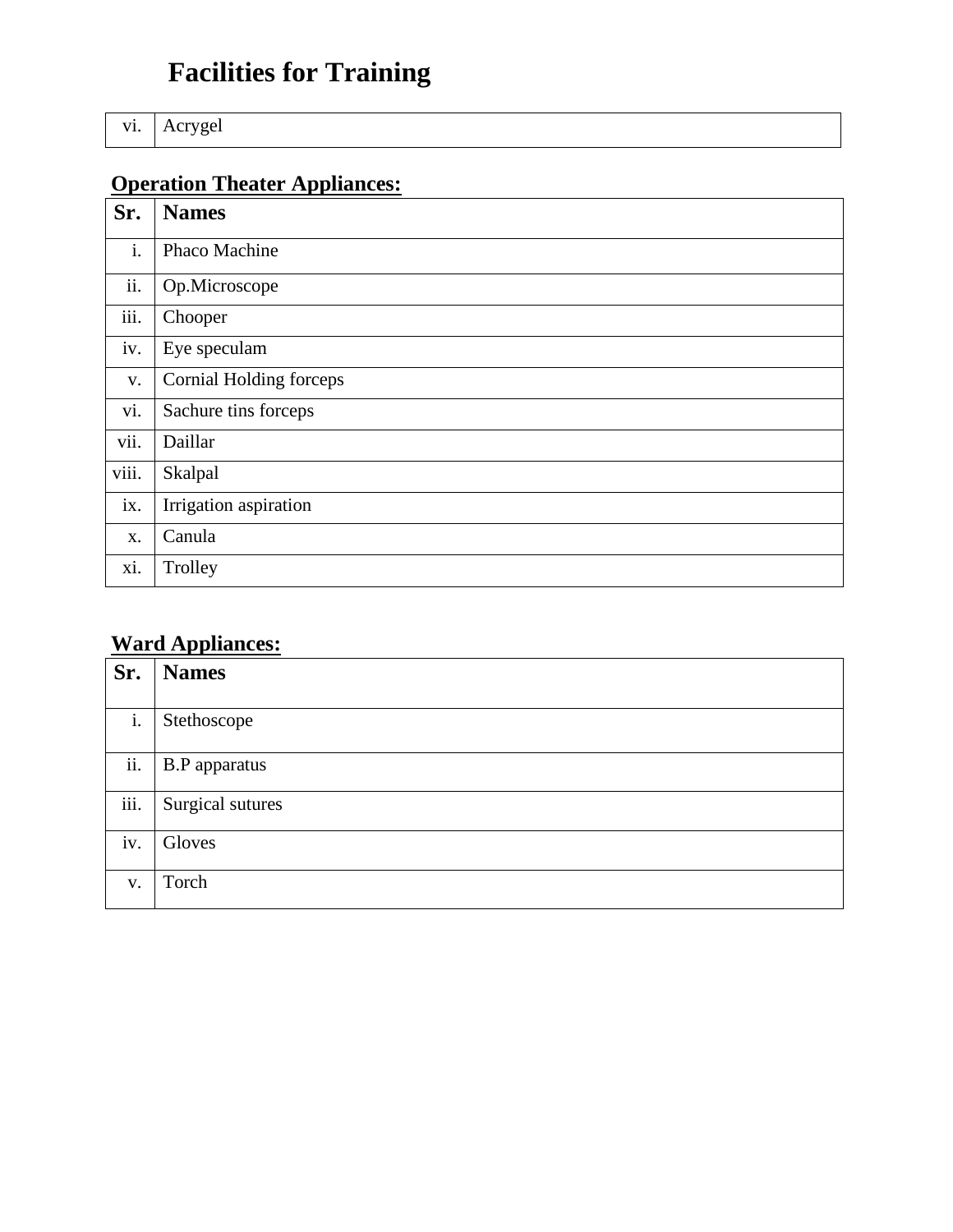# Facilities for Training

| vi. | Acrygel |
|---|---|

**Operation Theater Appliances:**

| Sr. | Names |
|---|---|
| i. | Phaco Machine |
| ii. | Op.Microscope |
| iii. | Chooper |
| iv. | Eye speculam |
| v. | Cornial Holding forceps |
| vi. | Sachure tins forceps |
| vii. | Daillar |
| viii. | Skalpal |
| ix. | Irrigation aspiration |
| x. | Canula |
| xi. | Trolley |

**Ward Appliances:**

| Sr. | Names |
|---|---|
| i. | Stethoscope |
| ii. | B.P apparatus |
| iii. | Surgical sutures |
| iv. | Gloves |
| v. | Torch |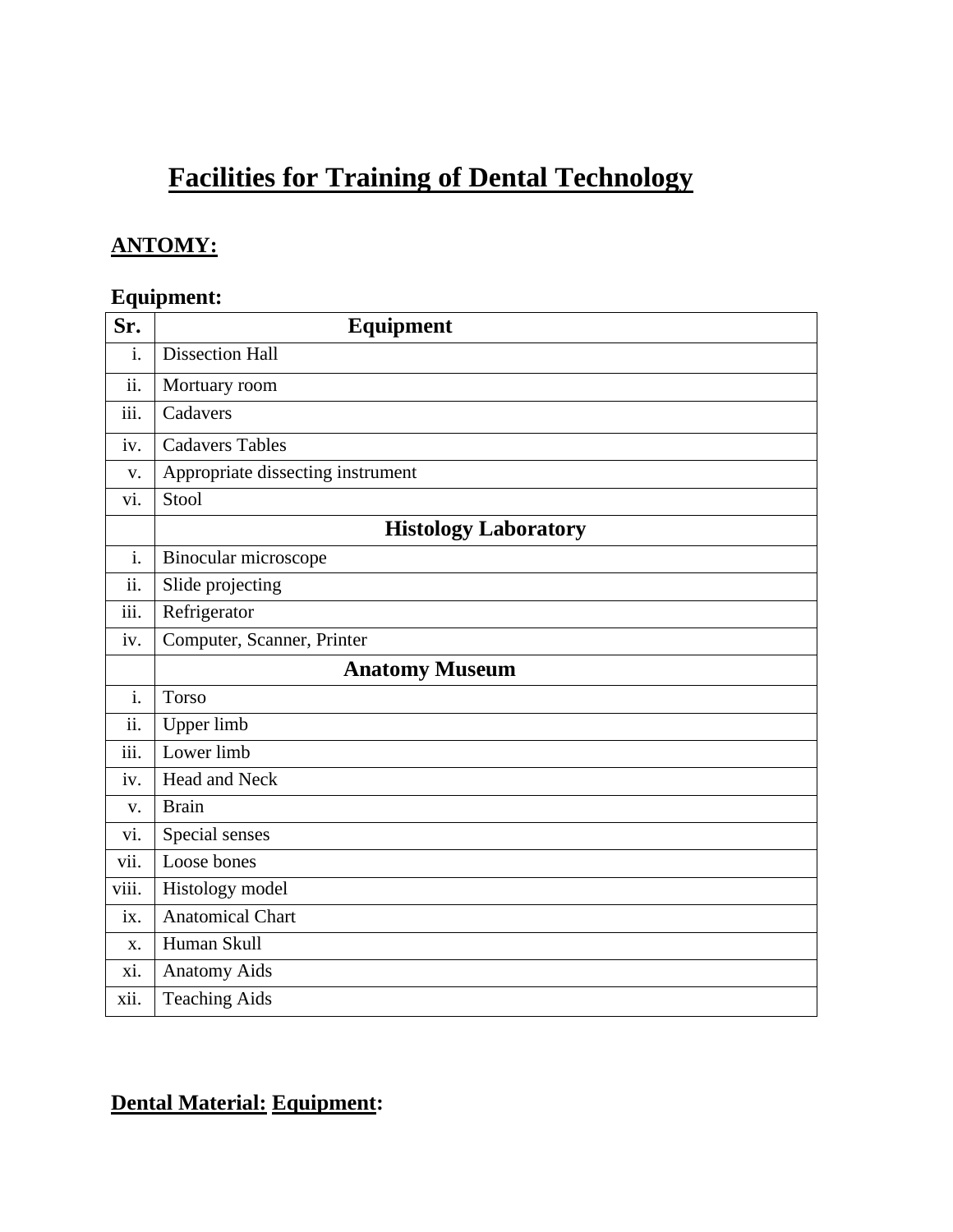# Facilities for Training of Dental Technology

## ANTOMY:

**Equipment:**

| Sr. | Equipment |
|---|---|
| i. | Dissection Hall |
| ii. | Mortuary room |
| iii. | Cadavers |
| iv. | Cadavers Tables |
| v. | Appropriate dissecting instrument |
| vi. | Stool |
| | **Histology Laboratory** |
| i. | Binocular microscope |
| ii. | Slide projecting |
| iii. | Refrigerator |
| iv. | Computer, Scanner, Printer |
| | **Anatomy Museum** |
| i. | Torso |
| ii. | Upper limb |
| iii. | Lower limb |
| iv. | Head and Neck |
| v. | Brain |
| vi. | Special senses |
| vii. | Loose bones |
| viii. | Histology model |
| ix. | Anatomical Chart |
| x. | Human Skull |
| xi. | Anatomy Aids |
| xii. | Teaching Aids |

## Dental Material: Equipment: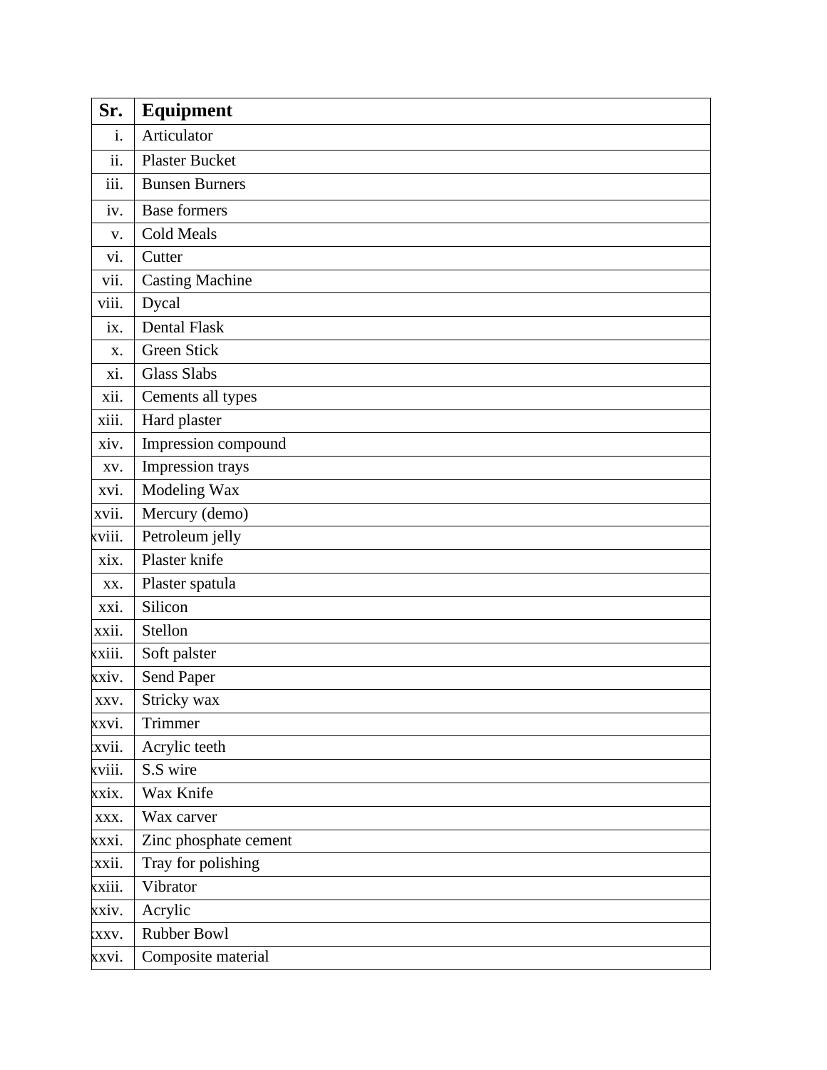| Sr. | Equipment |
|---|---|
| i. | Articulator |
| ii. | Plaster Bucket |
| iii. | Bunsen Burners |
| iv. | Base formers |
| v. | Cold Meals |
| vi. | Cutter |
| vii. | Casting Machine |
| viii. | Dycal |
| ix. | Dental Flask |
| x. | Green Stick |
| xi. | Glass Slabs |
| xii. | Cements all types |
| xiii. | Hard plaster |
| xiv. | Impression compound |
| xv. | Impression trays |
| xvi. | Modeling Wax |
| xvii. | Mercury (demo) |
| xviii. | Petroleum jelly |
| xix. | Plaster knife |
| xx. | Plaster spatula |
| xxi. | Silicon |
| xxii. | Stellon |
| xxiii. | Soft palster |
| xxiv. | Send Paper |
| xxv. | Stricky wax |
| xxvi. | Trimmer |
| xxvii. | Acrylic teeth |
| xxviii. | S.S wire |
| xxix. | Wax Knife |
| xxx. | Wax carver |
| xxxi. | Zinc phosphate cement |
| xxxii. | Tray for polishing |
| xxxiii. | Vibrator |
| xxxiv. | Acrylic |
| xxxv. | Rubber Bowl |
| xxxvi. | Composite material |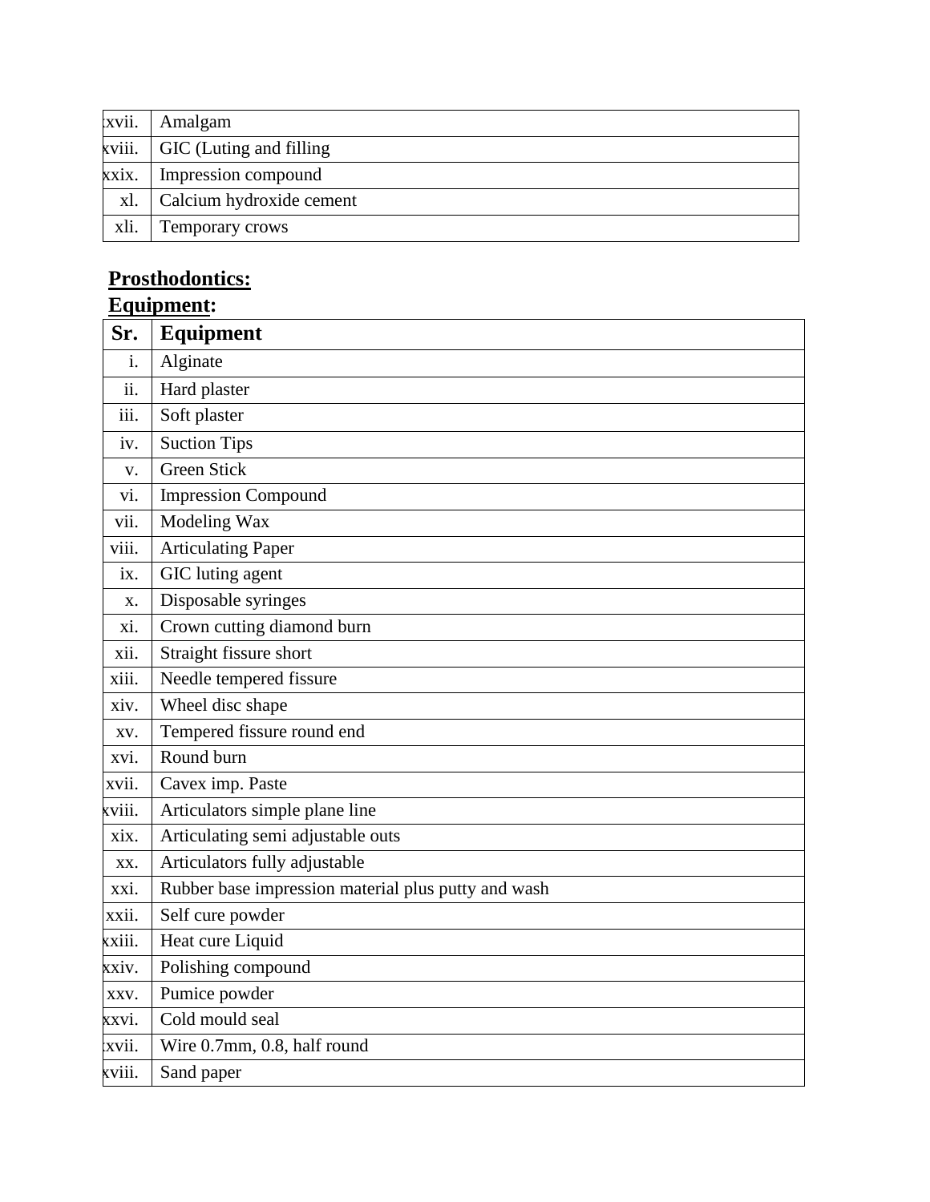| | |
|---|---|
| xxxvii. | Amalgam |
| xxxviii. | GIC (Luting and filling |
| xxxix. | Impression compound |
| xl. | Calcium hydroxide cement |
| xli. | Temporary crows |

**Prosthodontics:**

**Equipment:**

| Sr. | Equipment |
|---|---|
| i. | Alginate |
| ii. | Hard plaster |
| iii. | Soft plaster |
| iv. | Suction Tips |
| v. | Green Stick |
| vi. | Impression Compound |
| vii. | Modeling Wax |
| viii. | Articulating Paper |
| ix. | GIC luting agent |
| x. | Disposable syringes |
| xi. | Crown cutting diamond burn |
| xii. | Straight fissure short |
| xiii. | Needle tempered fissure |
| xiv. | Wheel disc shape |
| xv. | Tempered fissure round end |
| xvi. | Round burn |
| xvii. | Cavex imp. Paste |
| xviii. | Articulators simple plane line |
| xix. | Articulating semi adjustable outs |
| xx. | Articulators fully adjustable |
| xxi. | Rubber base impression material plus putty and wash |
| xxii. | Self cure powder |
| xxiii. | Heat cure Liquid |
| xxiv. | Polishing compound |
| xxv. | Pumice powder |
| xxvi. | Cold mould seal |
| xxvii. | Wire 0.7mm, 0.8, half round |
| xxviii. | Sand paper |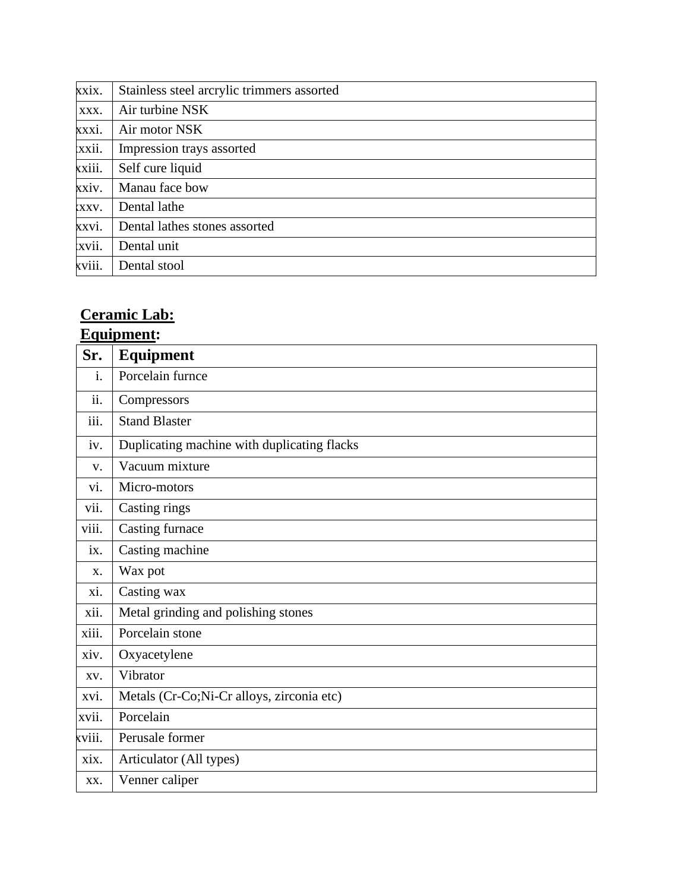| | |
|---|---|
| xxix. | Stainless steel arcrylic trimmers assorted |
| xxx. | Air turbine NSK |
| xxxi. | Air motor NSK |
| xxxii. | Impression trays assorted |
| xxxiii. | Self cure liquid |
| xxxiv. | Manau face bow |
| xxxv. | Dental lathe |
| xxxvi. | Dental lathes stones assorted |
| xxxvii. | Dental unit |
| xxxviii. | Dental stool |

**Ceramic Lab:**

**Equipment:**

| Sr. | Equipment |
|---|---|
| i. | Porcelain furnce |
| ii. | Compressors |
| iii. | Stand Blaster |
| iv. | Duplicating machine with duplicating flacks |
| v. | Vacuum mixture |
| vi. | Micro-motors |
| vii. | Casting rings |
| viii. | Casting furnace |
| ix. | Casting machine |
| x. | Wax pot |
| xi. | Casting wax |
| xii. | Metal grinding and polishing stones |
| xiii. | Porcelain stone |
| xiv. | Oxyacetylene |
| xv. | Vibrator |
| xvi. | Metals (Cr-Co;Ni-Cr alloys, zirconia etc) |
| xvii. | Porcelain |
| xviii. | Perusale former |
| xix. | Articulator (All types) |
| xx. | Venner caliper |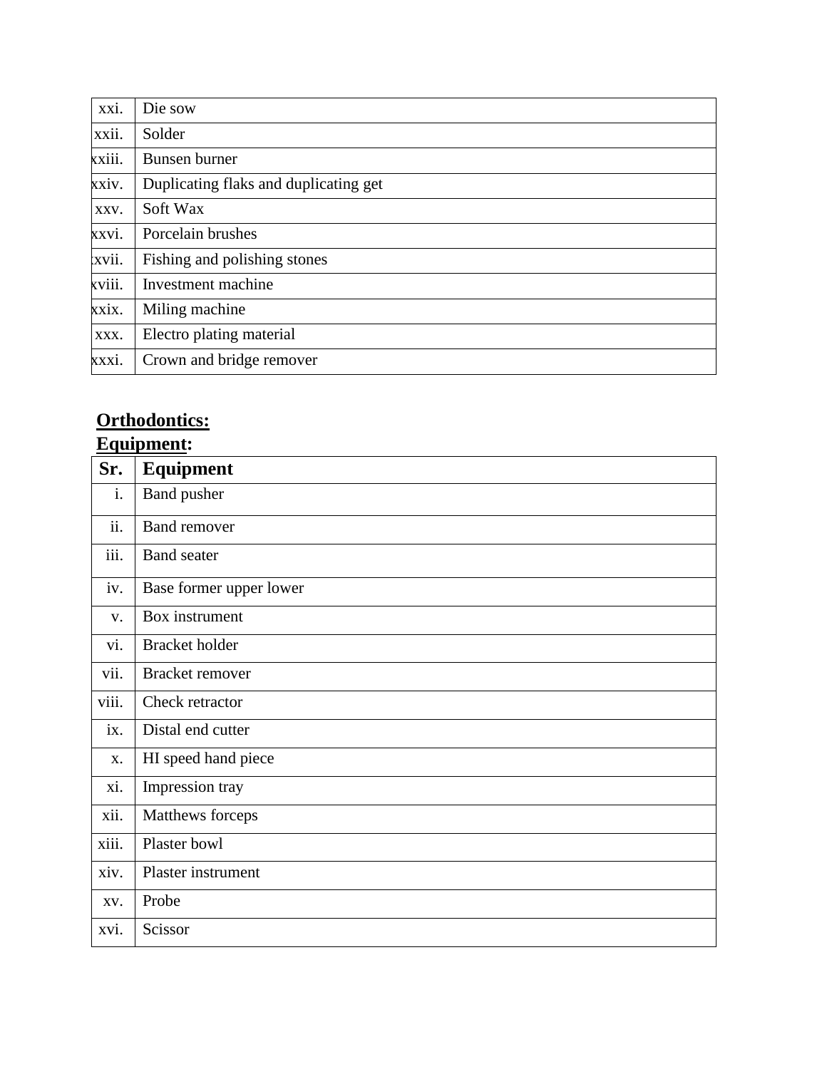| | |
|---|---|
| xxi. | Die sow |
| xxii. | Solder |
| xxiii. | Bunsen burner |
| xxiv. | Duplicating flaks and duplicating get |
| xxv. | Soft Wax |
| xxvi. | Porcelain brushes |
| xxvii. | Fishing and polishing stones |
| xxviii. | Investment machine |
| xxix. | Miling machine |
| xxx. | Electro plating material |
| xxxi. | Crown and bridge remover |

**Orthodontics:**

**Equipment:**

| Sr. | Equipment |
|---|---|
| i. | Band pusher |
| ii. | Band remover |
| iii. | Band seater |
| iv. | Base former upper lower |
| v. | Box instrument |
| vi. | Bracket holder |
| vii. | Bracket remover |
| viii. | Check retractor |
| ix. | Distal end cutter |
| x. | HI speed hand piece |
| xi. | Impression tray |
| xii. | Matthews forceps |
| xiii. | Plaster bowl |
| xiv. | Plaster instrument |
| xv. | Probe |
| xvi. | Scissor |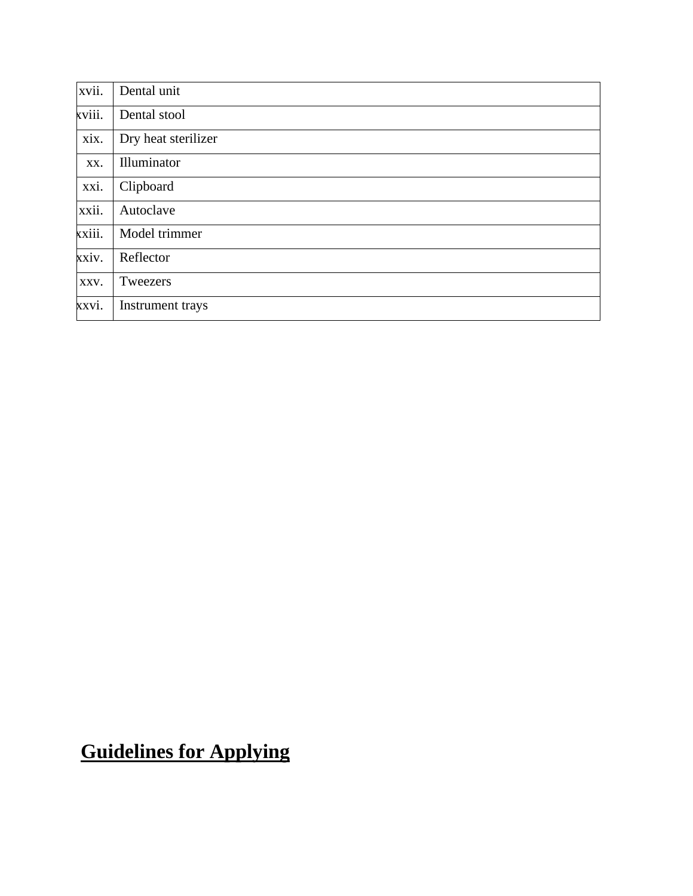| | |
|---|---|
| xvii. | Dental unit |
| xviii. | Dental stool |
| xix. | Dry heat sterilizer |
| xx. | Illuminator |
| xxi. | Clipboard |
| xxii. | Autoclave |
| xxiii. | Model trimmer |
| xxiv. | Reflector |
| xxv. | Tweezers |
| xxvi. | Instrument trays |

## **Guidelines for Applying**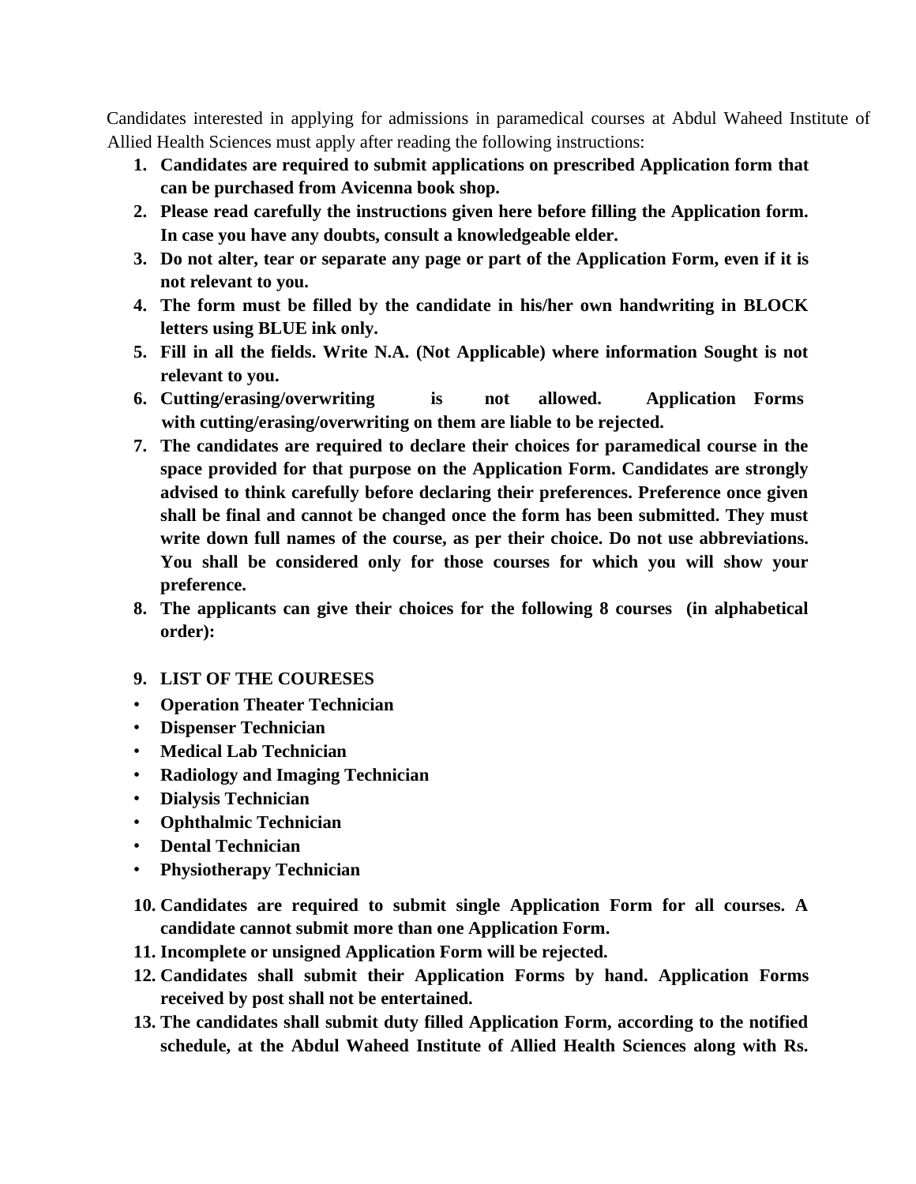Candidates interested in applying for admissions in paramedical courses at Abdul Waheed Institute of Allied Health Sciences must apply after reading the following instructions:

1. **Candidates are required to submit applications on prescribed Application form that can be purchased from Avicenna book shop.**
2. **Please read carefully the instructions given here before filling the Application form. In case you have any doubts, consult a knowledgeable elder.**
3. **Do not alter, tear or separate any page or part of the Application Form, even if it is not relevant to you.**
4. **The form must be filled by the candidate in his/her own handwriting in BLOCK letters using BLUE ink only.**
5. **Fill in all the fields. Write N.A. (Not Applicable) where information Sought is not relevant to you.**
6. **Cutting/erasing/overwriting is not allowed. Application Forms with cutting/erasing/overwriting on them are liable to be rejected.**
7. **The candidates are required to declare their choices for paramedical course in the space provided for that purpose on the Application Form. Candidates are strongly advised to think carefully before declaring their preferences. Preference once given shall be final and cannot be changed once the form has been submitted. They must write down full names of the course, as per their choice. Do not use abbreviations. You shall be considered only for those courses for which you will show your preference.**
8. **The applicants can give their choices for the following 8 courses (in alphabetical order):**
9. **LIST OF THE COURESES**

- **Operation Theater Technician**
- **Dispenser Technician**
- **Medical Lab Technician**
- **Radiology and Imaging Technician**
- **Dialysis Technician**
- **Ophthalmic Technician**
- **Dental Technician**
- **Physiotherapy Technician**

10. **Candidates are required to submit single Application Form for all courses. A candidate cannot submit more than one Application Form.**
11. **Incomplete or unsigned Application Form will be rejected.**
12. **Candidates shall submit their Application Forms by hand. Application Forms received by post shall not be entertained.**
13. **The candidates shall submit duty filled Application Form, according to the notified schedule, at the Abdul Waheed Institute of Allied Health Sciences along with Rs.**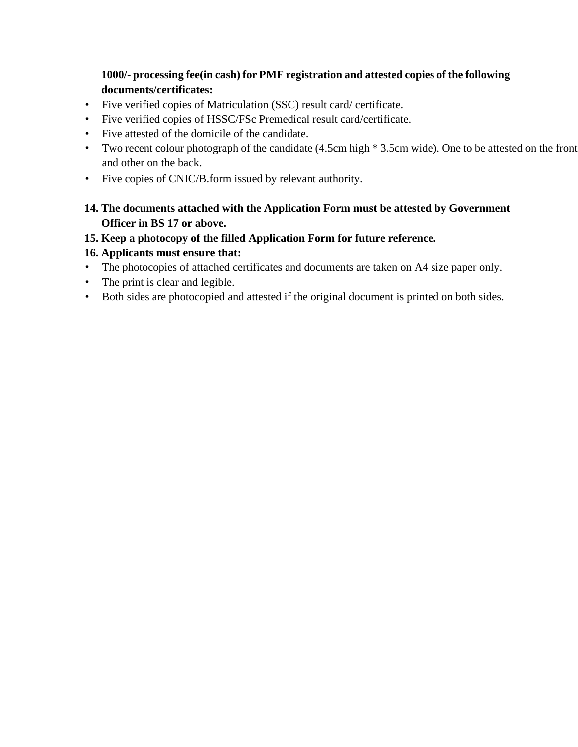**1000/- processing fee(in cash) for PMF registration and attested copies of the following documents/certificates:**

- Five verified copies of Matriculation (SSC) result card/ certificate.
- Five verified copies of HSSC/FSc Premedical result card/certificate.
- Five attested of the domicile of the candidate.
- Two recent colour photograph of the candidate (4.5cm high * 3.5cm wide). One to be attested on the front and other on the back.
- Five copies of CNIC/B.form issued by relevant authority.

**14. The documents attached with the Application Form must be attested by Government Officer in BS 17 or above.**

**15. Keep a photocopy of the filled Application Form for future reference.**

**16. Applicants must ensure that:**

- The photocopies of attached certificates and documents are taken on A4 size paper only.
- The print is clear and legible.
- Both sides are photocopied and attested if the original document is printed on both sides.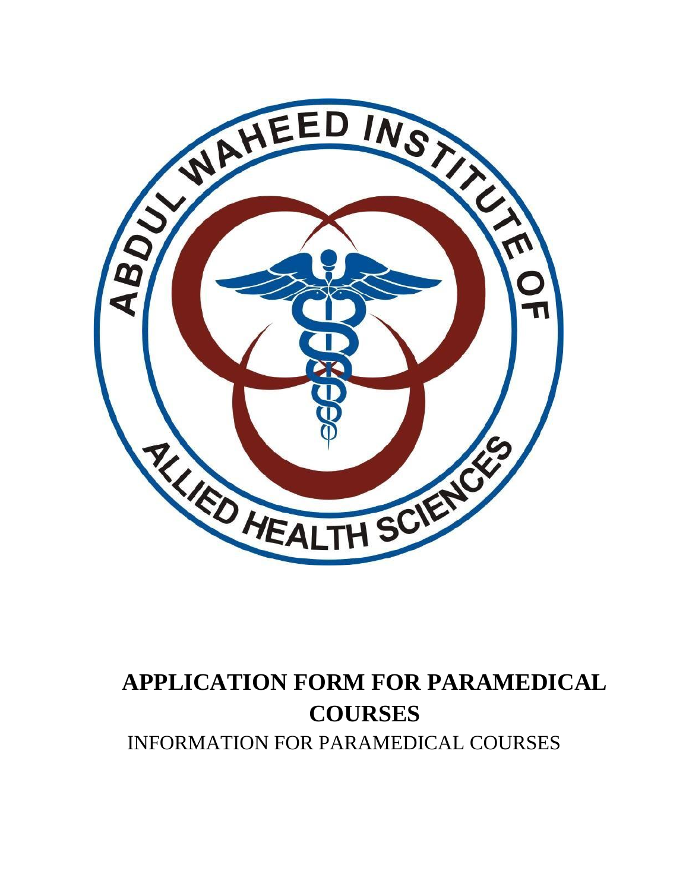# APPLICATION FORM FOR PARAMEDICAL COURSES

INFORMATION FOR PARAMEDICAL COURSES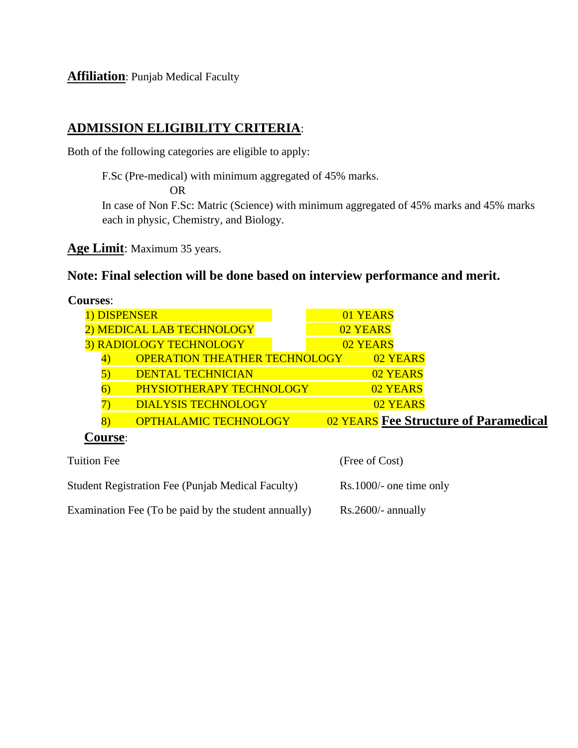**Affiliation**: Punjab Medical Faculty

## ADMISSION ELIGIBILITY CRITERIA:

Both of the following categories are eligible to apply:

F.Sc (Pre-medical) with minimum aggregated of 45% marks.

OR

In case of Non F.Sc: Matric (Science) with minimum aggregated of 45% marks and 45% marks each in physic, Chemistry, and Biology.

**Age Limit**: Maximum 35 years.

**Note: Final selection will be done based on interview performance and merit.**

**Courses**:

| Course | Duration |
|---|---|
| 1) DISPENSER | 01 YEARS |
| 2) MEDICAL LAB TECHNOLOGY | 02 YEARS |
| 3) RADIOLOGY TECHNOLOGY | 02 YEARS |
| 4) OPERATION THEATHER TECHNOLOGY | 02 YEARS |
| 5) DENTAL TECHNICIAN | 02 YEARS |
| 6) PHYSIOTHERAPY TECHNOLOGY | 02 YEARS |
| 7) DIALYSIS TECHNOLOGY | 02 YEARS |
| 8) OPTHALAMIC TECHNOLOGY | 02 YEARS |

**Fee Structure of Paramedical Course**:

| | |
|---|---|
| Tuition Fee | (Free of Cost) |
| Student Registration Fee (Punjab Medical Faculty) | Rs.1000/- one time only |
| Examination Fee (To be paid by the student annually) | Rs.2600/- annually |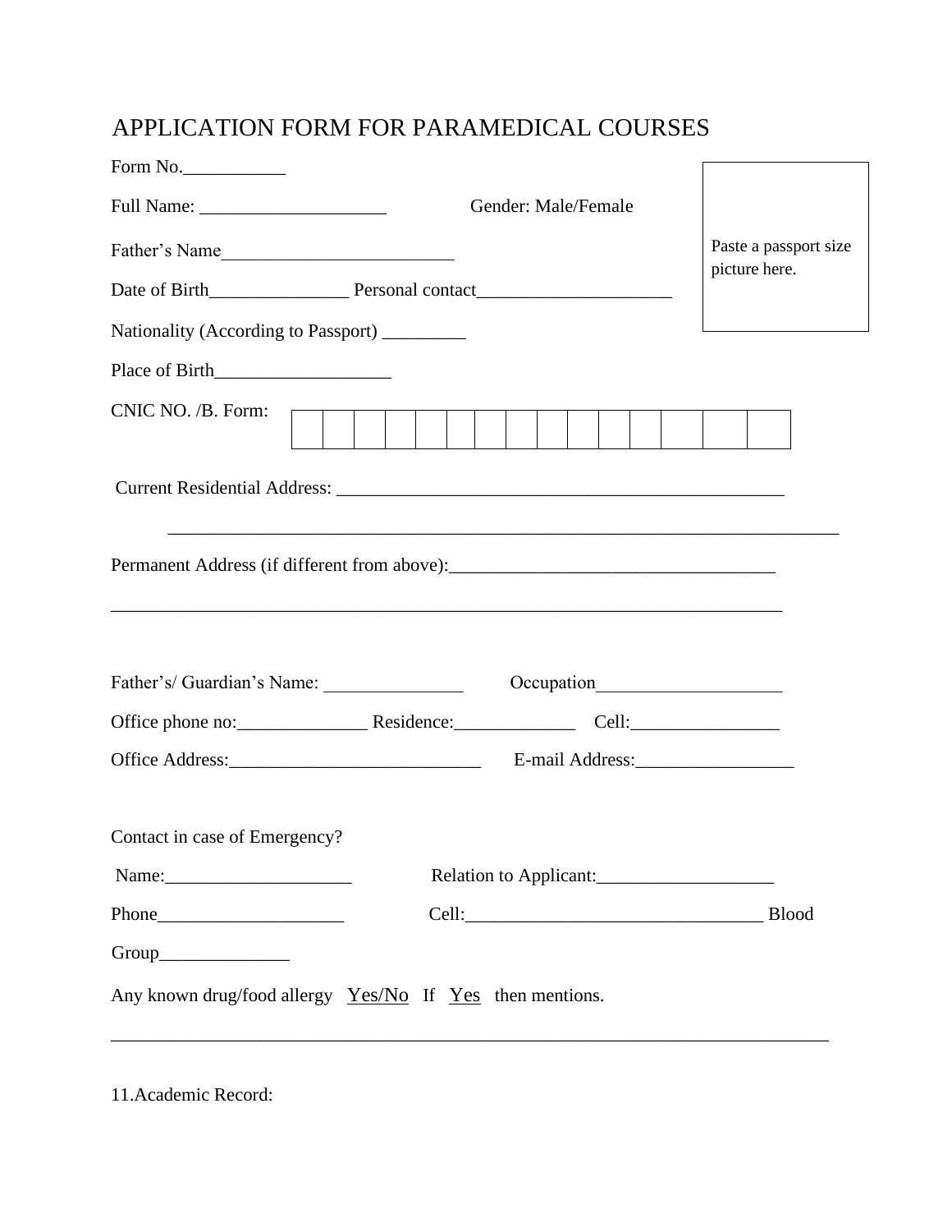# APPLICATION FORM FOR PARAMEDICAL COURSES

Form No.___________

Full Name: ____________________ Gender: Male/Female

Paste a passport size picture here.

Father's Name_________________________

Date of Birth_______________ Personal contact_____________________

Nationality (According to Passport) _________

Place of Birth__________________

CNIC NO. /B. Form:

| | | | | | | | | | | | | | | |
|---|---|---|---|---|---|---|---|---|---|---|---|---|---|---|

Current Residential Address: ________________________________________________

_________________________________________________________________________

Permanent Address (if different from above):___________________________________

_________________________________________________________________________

Father's/ Guardian's Name: _______________ Occupation____________________

Office phone no:______________ Residence:_____________ Cell:________________

Office Address:___________________________ E-mail Address:_________________

Contact in case of Emergency?

Name:____________________ Relation to Applicant:___________________

Phone____________________ Cell:________________________________ Blood Group______________

Any known drug/food allergy Yes/No If Yes then mentions.

_______________________________________________________________________________

11.Academic Record: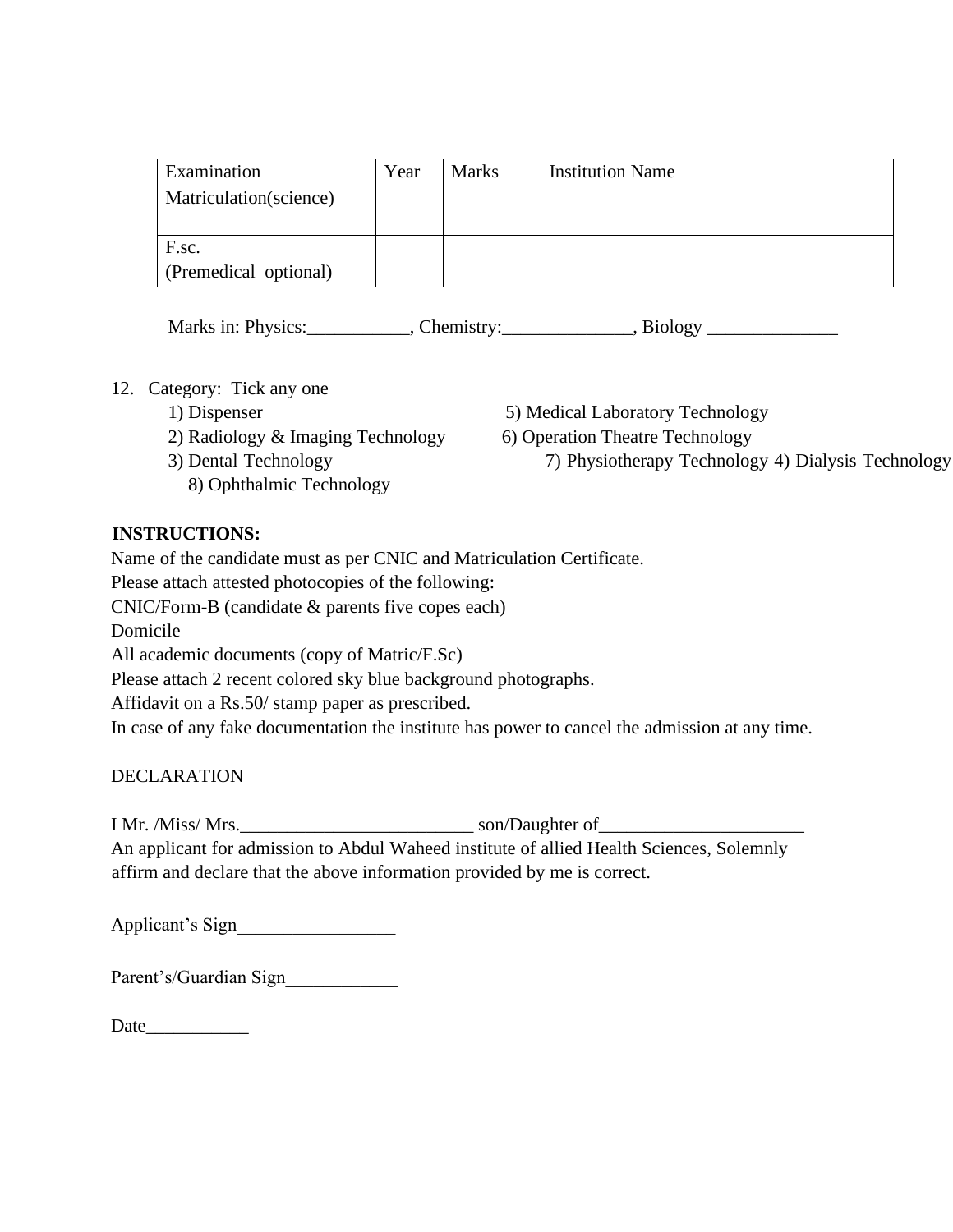| Examination | Year | Marks | Institution Name |
| --- | --- | --- | --- |
| Matriculation(science) | | | |
| F.sc.<br>(Premedical optional) | | | |

Marks in: Physics:___________, Chemistry:______________, Biology ______________

12. Category: Tick any one
    1) Dispenser
    2) Radiology & Imaging Technology
    3) Dental Technology
    4) Dialysis Technology
    5) Medical Laboratory Technology
    6) Operation Theatre Technology
    7) Physiotherapy Technology
    8) Ophthalmic Technology

**INSTRUCTIONS:**

Name of the candidate must as per CNIC and Matriculation Certificate.

Please attach attested photocopies of the following:

CNIC/Form-B (candidate & parents five copes each)

Domicile

All academic documents (copy of Matric/F.Sc)

Please attach 2 recent colored sky blue background photographs.

Affidavit on a Rs.50/ stamp paper as prescribed.

In case of any fake documentation the institute has power to cancel the admission at any time.

DECLARATION

I Mr. /Miss/ Mrs._________________________ son/Daughter of______________________
An applicant for admission to Abdul Waheed institute of allied Health Sciences, Solemnly affirm and declare that the above information provided by me is correct.

Applicant's Sign_________________

Parent's/Guardian Sign____________

Date___________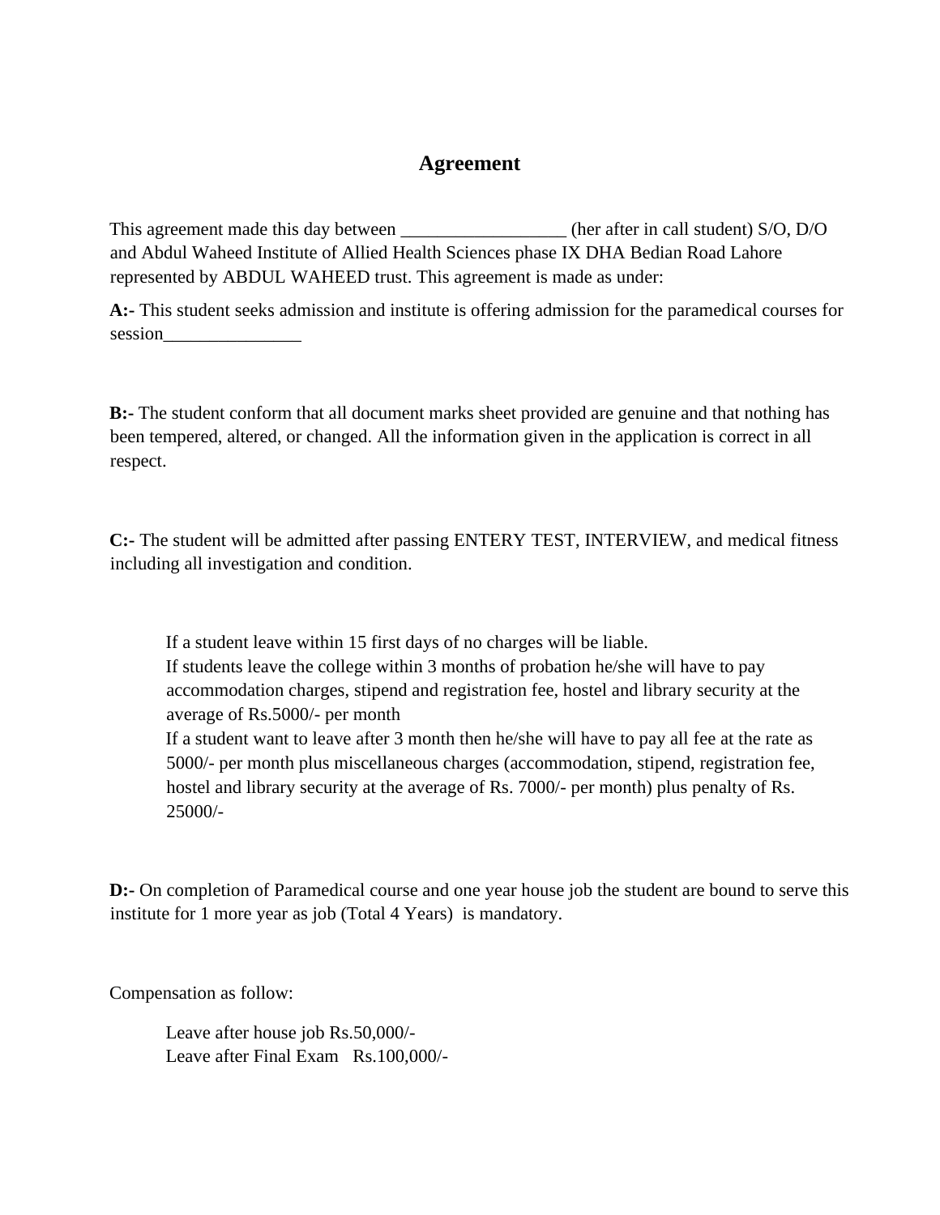# Agreement

This agreement made this day between __________________ (her after in call student) S/O, D/O and Abdul Waheed Institute of Allied Health Sciences phase IX DHA Bedian Road Lahore represented by ABDUL WAHEED trust. This agreement is made as under:

**A:-** This student seeks admission and institute is offering admission for the paramedical courses for session_______________

**B:-** The student conform that all document marks sheet provided are genuine and that nothing has been tempered, altered, or changed. All the information given in the application is correct in all respect.

**C:-** The student will be admitted after passing ENTERY TEST, INTERVIEW, and medical fitness including all investigation and condition.

> If a student leave within 15 first days of no charges will be liable.
> If students leave the college within 3 months of probation he/she will have to pay accommodation charges, stipend and registration fee, hostel and library security at the average of Rs.5000/- per month
> If a student want to leave after 3 month then he/she will have to pay all fee at the rate as 5000/- per month plus miscellaneous charges (accommodation, stipend, registration fee, hostel and library security at the average of Rs. 7000/- per month) plus penalty of Rs. 25000/-

**D:-** On completion of Paramedical course and one year house job the student are bound to serve this institute for 1 more year as job (Total 4 Years) is mandatory.

Compensation as follow:

> Leave after house job Rs.50,000/-
> Leave after Final Exam Rs.100,000/-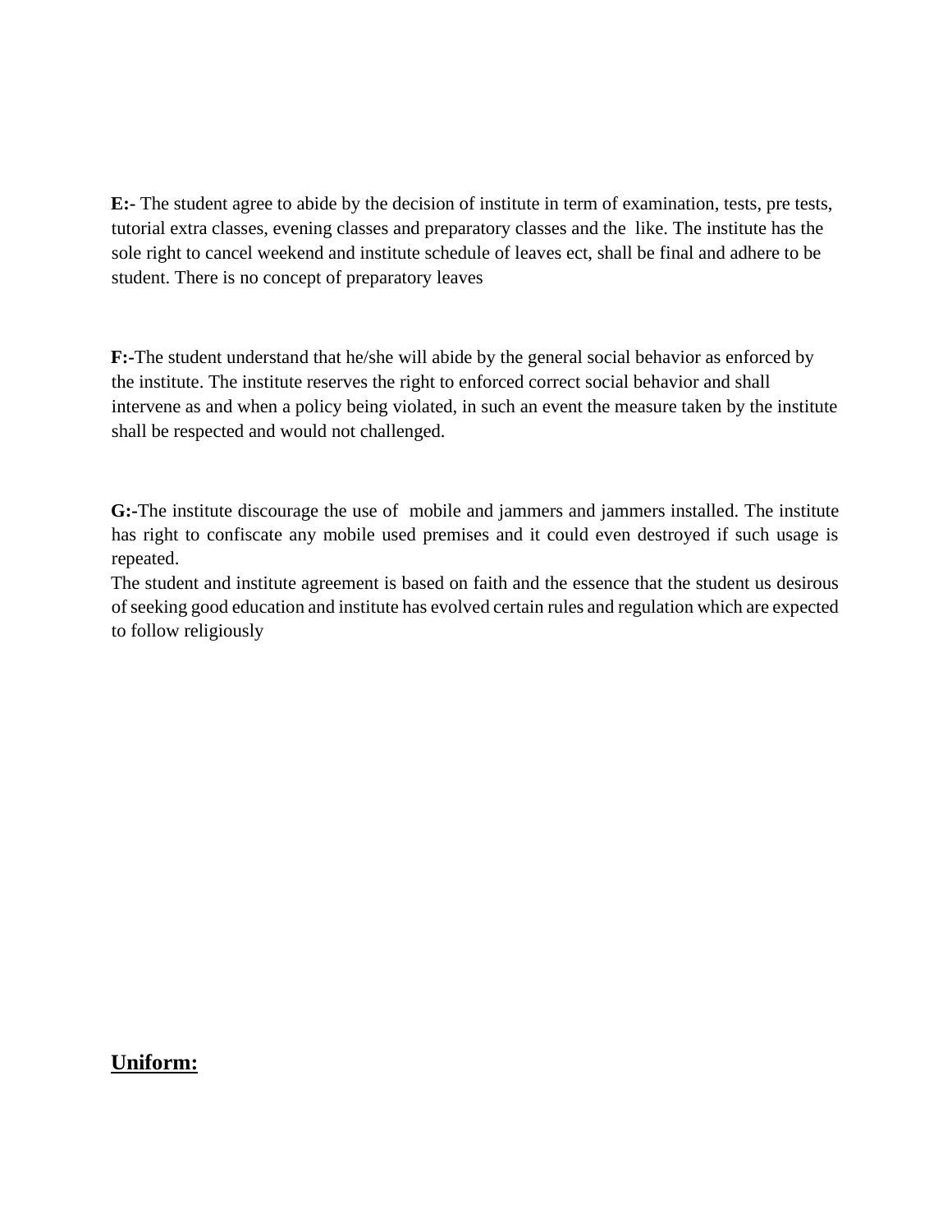**E:-** The student agree to abide by the decision of institute in term of examination, tests, pre tests, tutorial extra classes, evening classes and preparatory classes and the like. The institute has the sole right to cancel weekend and institute schedule of leaves ect, shall be final and adhere to be student. There is no concept of preparatory leaves

**F:-**The student understand that he/she will abide by the general social behavior as enforced by the institute. The institute reserves the right to enforced correct social behavior and shall intervene as and when a policy being violated, in such an event the measure taken by the institute shall be respected and would not challenged.

**G:-**The institute discourage the use of mobile and jammers and jammers installed. The institute has right to confiscate any mobile used premises and it could even destroyed if such usage is repeated.

The student and institute agreement is based on faith and the essence that the student us desirous of seeking good education and institute has evolved certain rules and regulation which are expected to follow religiously

## Uniform: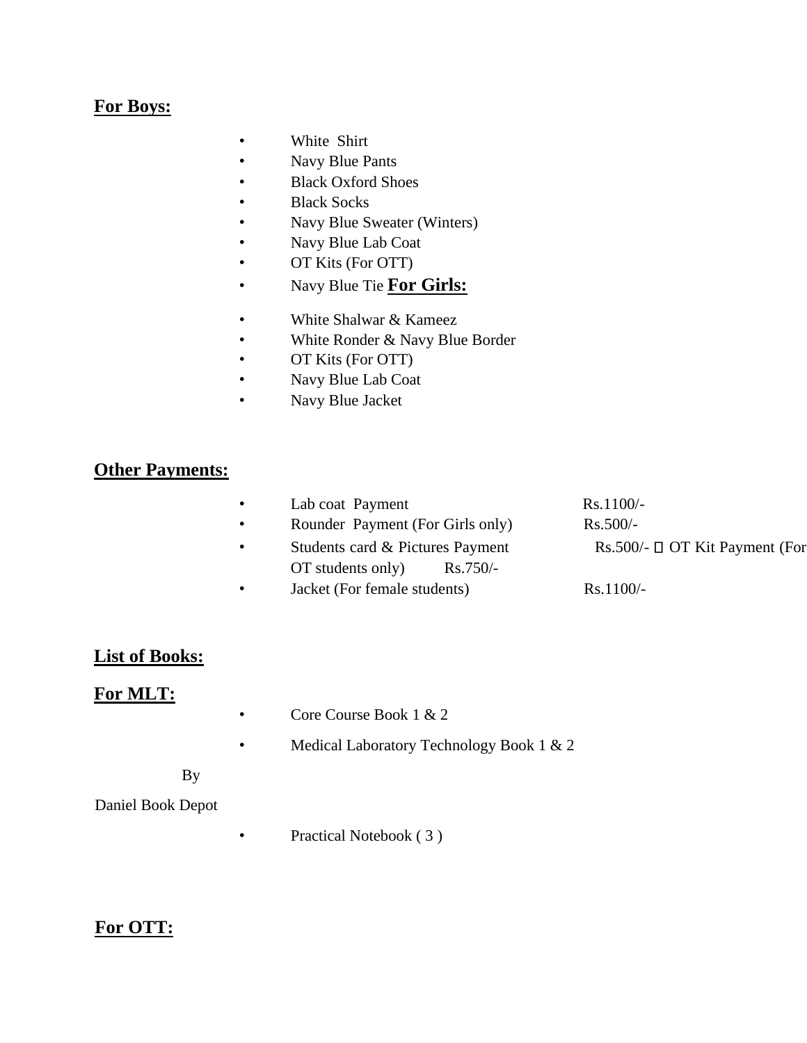**For Boys:**

- White Shirt
- Navy Blue Pants
- Black Oxford Shoes
- Black Socks
- Navy Blue Sweater (Winters)
- Navy Blue Lab Coat
- OT Kits (For OTT)
- Navy Blue Tie

**For Girls:**

- White Shalwar & Kameez
- White Ronder & Navy Blue Border
- OT Kits (For OTT)
- Navy Blue Lab Coat
- Navy Blue Jacket

**Other Payments:**

- Lab coat Payment Rs.1100/-
- Rounder Payment (For Girls only) Rs.500/-
- Students card & Pictures Payment Rs.500/-
- OT Kit Payment (For OT students only) Rs.750/-
- Jacket (For female students) Rs.1100/-

**List of Books:**

**For MLT:**

- Core Course Book 1 & 2
- Medical Laboratory Technology Book 1 & 2

By

Daniel Book Depot

- Practical Notebook ( 3 )

**For OTT:**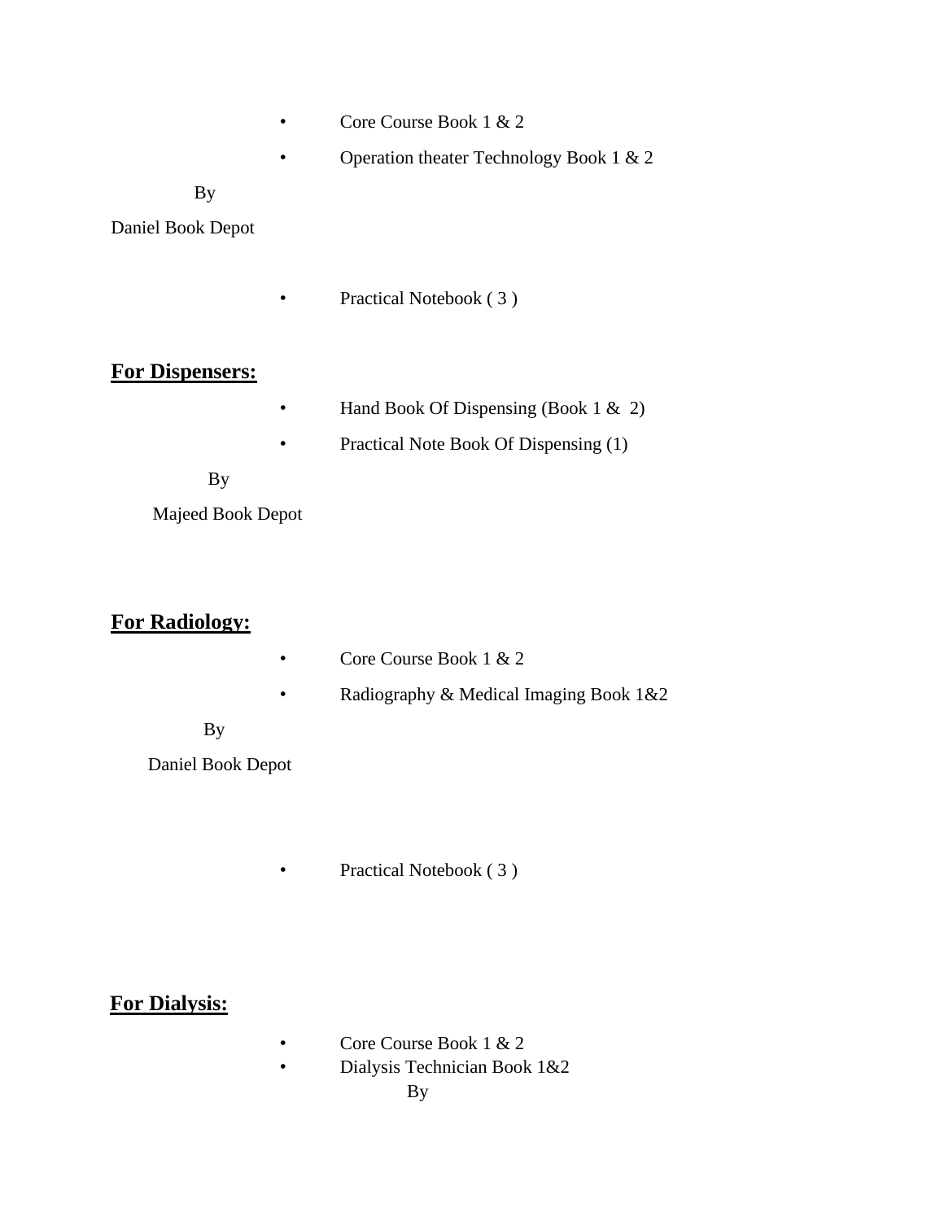- Core Course Book 1 & 2
- Operation theater Technology Book 1 & 2

By

Daniel Book Depot

- Practical Notebook ( 3 )

**For Dispensers:**

- Hand Book Of Dispensing (Book 1 & 2)
- Practical Note Book Of Dispensing (1)

By

Majeed Book Depot

**For Radiology:**

- Core Course Book 1 & 2
- Radiography & Medical Imaging Book 1&2

By

Daniel Book Depot

- Practical Notebook ( 3 )

**For Dialysis:**

- Core Course Book 1 & 2
- Dialysis Technician Book 1&2

By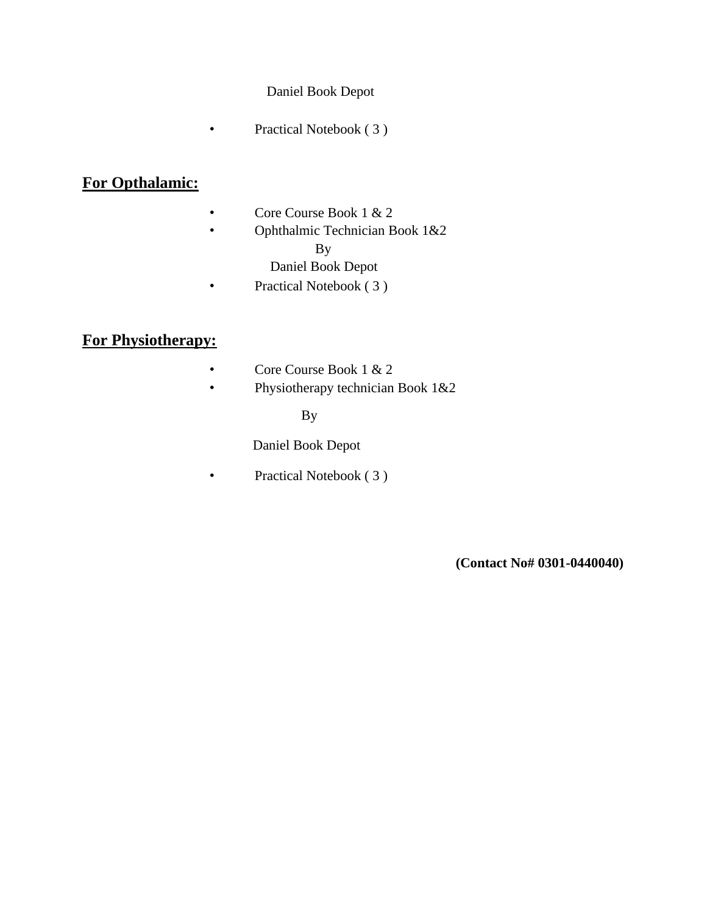Daniel Book Depot

- Practical Notebook ( 3 )

## **For Opthalamic:**

- Core Course Book 1 & 2
- Ophthalmic Technician Book 1&2

  By

  Daniel Book Depot
- Practical Notebook ( 3 )

## **For Physiotherapy:**

- Core Course Book 1 & 2
- Physiotherapy technician Book 1&2

  By

  Daniel Book Depot
- Practical Notebook ( 3 )

**(Contact No# 0301-0440040)**